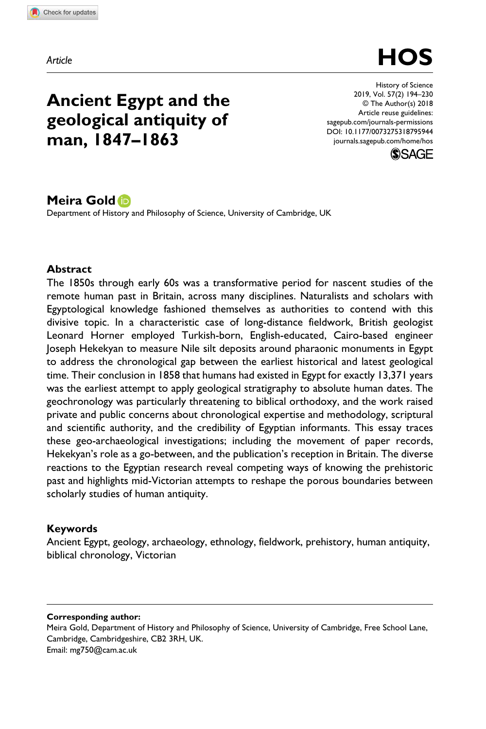Article

# Ancient Egypt and the geological antiquity of man, 1847–1863

History of Science
2019, Vol. 57(2) 194–230
© The Author(s) 2018
Article reuse guidelines:
sagepub.com/journals-permissions
DOI: 10.1177/0073275318795944
journals.sagepub.com/home/hos

**Meira Gold**

Department of History and Philosophy of Science, University of Cambridge, UK

## Abstract

The 1850s through early 60s was a transformative period for nascent studies of the remote human past in Britain, across many disciplines. Naturalists and scholars with Egyptological knowledge fashioned themselves as authorities to contend with this divisive topic. In a characteristic case of long-distance fieldwork, British geologist Leonard Horner employed Turkish-born, English-educated, Cairo-based engineer Joseph Hekekyan to measure Nile silt deposits around pharaonic monuments in Egypt to address the chronological gap between the earliest historical and latest geological time. Their conclusion in 1858 that humans had existed in Egypt for exactly 13,371 years was the earliest attempt to apply geological stratigraphy to absolute human dates. The geochronology was particularly threatening to biblical orthodoxy, and the work raised private and public concerns about chronological expertise and methodology, scriptural and scientific authority, and the credibility of Egyptian informants. This essay traces these geo-archaeological investigations; including the movement of paper records, Hekekyan's role as a go-between, and the publication's reception in Britain. The diverse reactions to the Egyptian research reveal competing ways of knowing the prehistoric past and highlights mid-Victorian attempts to reshape the porous boundaries between scholarly studies of human antiquity.

## Keywords

Ancient Egypt, geology, archaeology, ethnology, fieldwork, prehistory, human antiquity, biblical chronology, Victorian

---

**Corresponding author:**
Meira Gold, Department of History and Philosophy of Science, University of Cambridge, Free School Lane, Cambridge, Cambridgeshire, CB2 3RH, UK.
Email: mg750@cam.ac.uk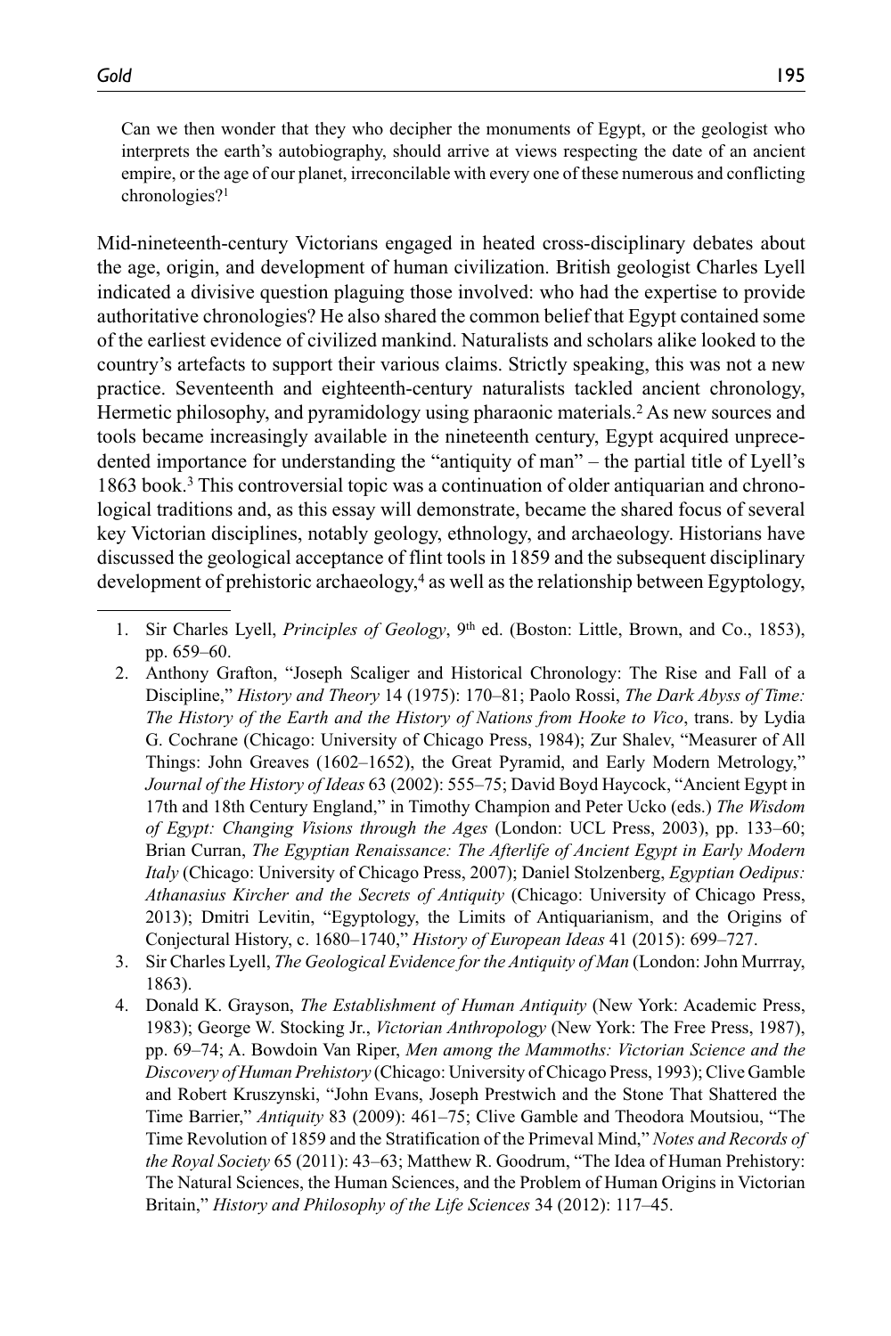> Can we then wonder that they who decipher the monuments of Egypt, or the geologist who interprets the earth's autobiography, should arrive at views respecting the date of an ancient empire, or the age of our planet, irreconcilable with every one of these numerous and conflicting chronologies?[1]

Mid-nineteenth-century Victorians engaged in heated cross-disciplinary debates about the age, origin, and development of human civilization. British geologist Charles Lyell indicated a divisive question plaguing those involved: who had the expertise to provide authoritative chronologies? He also shared the common belief that Egypt contained some of the earliest evidence of civilized mankind. Naturalists and scholars alike looked to the country's artefacts to support their various claims. Strictly speaking, this was not a new practice. Seventeenth and eighteenth-century naturalists tackled ancient chronology, Hermetic philosophy, and pyramidology using pharaonic materials.[2] As new sources and tools became increasingly available in the nineteenth century, Egypt acquired unprecedented importance for understanding the "antiquity of man" – the partial title of Lyell's 1863 book.[3] This controversial topic was a continuation of older antiquarian and chronological traditions and, as this essay will demonstrate, became the shared focus of several key Victorian disciplines, notably geology, ethnology, and archaeology. Historians have discussed the geological acceptance of flint tools in 1859 and the subsequent disciplinary development of prehistoric archaeology,[4] as well as the relationship between Egyptology,

1. Sir Charles Lyell, *Principles of Geology*, 9th ed. (Boston: Little, Brown, and Co., 1853), pp. 659–60.
2. Anthony Grafton, "Joseph Scaliger and Historical Chronology: The Rise and Fall of a Discipline," *History and Theory* 14 (1975): 170–81; Paolo Rossi, *The Dark Abyss of Time: The History of the Earth and the History of Nations from Hooke to Vico*, trans. by Lydia G. Cochrane (Chicago: University of Chicago Press, 1984); Zur Shalev, "Measurer of All Things: John Greaves (1602–1652), the Great Pyramid, and Early Modern Metrology," *Journal of the History of Ideas* 63 (2002): 555–75; David Boyd Haycock, "Ancient Egypt in 17th and 18th Century England," in Timothy Champion and Peter Ucko (eds.) *The Wisdom of Egypt: Changing Visions through the Ages* (London: UCL Press, 2003), pp. 133–60; Brian Curran, *The Egyptian Renaissance: The Afterlife of Ancient Egypt in Early Modern Italy* (Chicago: University of Chicago Press, 2007); Daniel Stolzenberg, *Egyptian Oedipus: Athanasius Kircher and the Secrets of Antiquity* (Chicago: University of Chicago Press, 2013); Dmitri Levitin, "Egyptology, the Limits of Antiquarianism, and the Origins of Conjectural History, c. 1680–1740," *History of European Ideas* 41 (2015): 699–727.
3. Sir Charles Lyell, *The Geological Evidence for the Antiquity of Man* (London: John Murrray, 1863).
4. Donald K. Grayson, *The Establishment of Human Antiquity* (New York: Academic Press, 1983); George W. Stocking Jr., *Victorian Anthropology* (New York: The Free Press, 1987), pp. 69–74; A. Bowdoin Van Riper, *Men among the Mammoths: Victorian Science and the Discovery of Human Prehistory* (Chicago: University of Chicago Press, 1993); Clive Gamble and Robert Kruszynski, "John Evans, Joseph Prestwich and the Stone That Shattered the Time Barrier," *Antiquity* 83 (2009): 461–75; Clive Gamble and Theodora Moutsiou, "The Time Revolution of 1859 and the Stratification of the Primeval Mind," *Notes and Records of the Royal Society* 65 (2011): 43–63; Matthew R. Goodrum, "The Idea of Human Prehistory: The Natural Sciences, the Human Sciences, and the Problem of Human Origins in Victorian Britain," *History and Philosophy of the Life Sciences* 34 (2012): 117–45.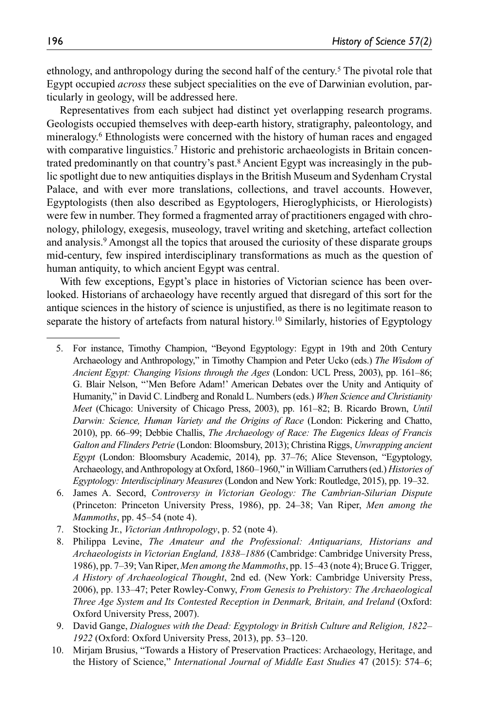ethnology, and anthropology during the second half of the century.[5] The pivotal role that Egypt occupied *across* these subject specialities on the eve of Darwinian evolution, particularly in geology, will be addressed here.

Representatives from each subject had distinct yet overlapping research programs. Geologists occupied themselves with deep-earth history, stratigraphy, paleontology, and mineralogy.[6] Ethnologists were concerned with the history of human races and engaged with comparative linguistics.[7] Historic and prehistoric archaeologists in Britain concentrated predominantly on that country's past.[8] Ancient Egypt was increasingly in the public spotlight due to new antiquities displays in the British Museum and Sydenham Crystal Palace, and with ever more translations, collections, and travel accounts. However, Egyptologists (then also described as Egyptologers, Hieroglyphicists, or Hierologists) were few in number. They formed a fragmented array of practitioners engaged with chronology, philology, exegesis, museology, travel writing and sketching, artefact collection and analysis.[9] Amongst all the topics that aroused the curiosity of these disparate groups mid-century, few inspired interdisciplinary transformations as much as the question of human antiquity, to which ancient Egypt was central.

With few exceptions, Egypt's place in histories of Victorian science has been overlooked. Historians of archaeology have recently argued that disregard of this sort for the antique sciences in the history of science is unjustified, as there is no legitimate reason to separate the history of artefacts from natural history.[10] Similarly, histories of Egyptology

---

5. For instance, Timothy Champion, "Beyond Egyptology: Egypt in 19th and 20th Century Archaeology and Anthropology," in Timothy Champion and Peter Ucko (eds.) *The Wisdom of Ancient Egypt: Changing Visions through the Ages* (London: UCL Press, 2003), pp. 161–86; G. Blair Nelson, "'Men Before Adam!' American Debates over the Unity and Antiquity of Humanity," in David C. Lindberg and Ronald L. Numbers (eds.) *When Science and Christianity Meet* (Chicago: University of Chicago Press, 2003), pp. 161–82; B. Ricardo Brown, *Until Darwin: Science, Human Variety and the Origins of Race* (London: Pickering and Chatto, 2010), pp. 66–99; Debbie Challis, *The Archaeology of Race: The Eugenics Ideas of Francis Galton and Flinders Petrie* (London: Bloomsbury, 2013); Christina Riggs, *Unwrapping ancient Egypt* (London: Bloomsbury Academic, 2014), pp. 37–76; Alice Stevenson, "Egyptology, Archaeology, and Anthropology at Oxford, 1860–1960," in William Carruthers (ed.) *Histories of Egyptology: Interdisciplinary Measures* (London and New York: Routledge, 2015), pp. 19–32.
6. James A. Secord, *Controversy in Victorian Geology: The Cambrian-Silurian Dispute* (Princeton: Princeton University Press, 1986), pp. 24–38; Van Riper, *Men among the Mammoths*, pp. 45–54 (note 4).
7. Stocking Jr., *Victorian Anthropology*, p. 52 (note 4).
8. Philippa Levine, *The Amateur and the Professional: Antiquarians, Historians and Archaeologists in Victorian England, 1838–1886* (Cambridge: Cambridge University Press, 1986), pp. 7–39; Van Riper, *Men among the Mammoths*, pp. 15–43 (note 4); Bruce G. Trigger, *A History of Archaeological Thought*, 2nd ed. (New York: Cambridge University Press, 2006), pp. 133–47; Peter Rowley-Conwy, *From Genesis to Prehistory: The Archaeological Three Age System and Its Contested Reception in Denmark, Britain, and Ireland* (Oxford: Oxford University Press, 2007).
9. David Gange, *Dialogues with the Dead: Egyptology in British Culture and Religion, 1822–1922* (Oxford: Oxford University Press, 2013), pp. 53–120.
10. Mirjam Brusius, "Towards a History of Preservation Practices: Archaeology, Heritage, and the History of Science," *International Journal of Middle East Studies* 47 (2015): 574–6;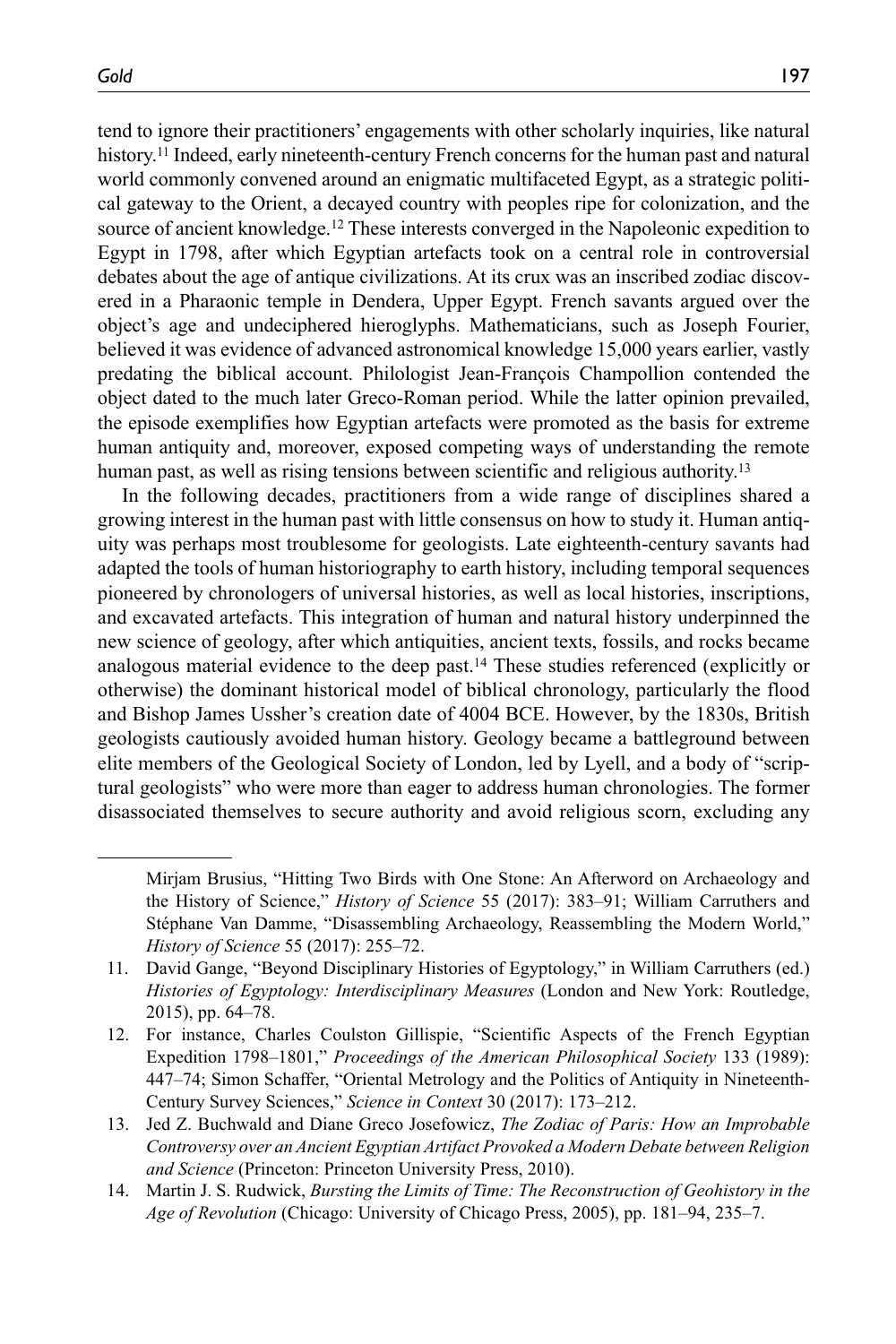tend to ignore their practitioners' engagements with other scholarly inquiries, like natural history.[11] Indeed, early nineteenth-century French concerns for the human past and natural world commonly convened around an enigmatic multifaceted Egypt, as a strategic political gateway to the Orient, a decayed country with peoples ripe for colonization, and the source of ancient knowledge.[12] These interests converged in the Napoleonic expedition to Egypt in 1798, after which Egyptian artefacts took on a central role in controversial debates about the age of antique civilizations. At its crux was an inscribed zodiac discovered in a Pharaonic temple in Dendera, Upper Egypt. French savants argued over the object's age and undeciphered hieroglyphs. Mathematicians, such as Joseph Fourier, believed it was evidence of advanced astronomical knowledge 15,000 years earlier, vastly predating the biblical account. Philologist Jean-François Champollion contended the object dated to the much later Greco-Roman period. While the latter opinion prevailed, the episode exemplifies how Egyptian artefacts were promoted as the basis for extreme human antiquity and, moreover, exposed competing ways of understanding the remote human past, as well as rising tensions between scientific and religious authority.[13]

In the following decades, practitioners from a wide range of disciplines shared a growing interest in the human past with little consensus on how to study it. Human antiquity was perhaps most troublesome for geologists. Late eighteenth-century savants had adapted the tools of human historiography to earth history, including temporal sequences pioneered by chronologers of universal histories, as well as local histories, inscriptions, and excavated artefacts. This integration of human and natural history underpinned the new science of geology, after which antiquities, ancient texts, fossils, and rocks became analogous material evidence to the deep past.[14] These studies referenced (explicitly or otherwise) the dominant historical model of biblical chronology, particularly the flood and Bishop James Ussher's creation date of 4004 BCE. However, by the 1830s, British geologists cautiously avoided human history. Geology became a battleground between elite members of the Geological Society of London, led by Lyell, and a body of "scriptural geologists" who were more than eager to address human chronologies. The former disassociated themselves to secure authority and avoid religious scorn, excluding any

---

Mirjam Brusius, "Hitting Two Birds with One Stone: An Afterword on Archaeology and the History of Science," *History of Science* 55 (2017): 383–91; William Carruthers and Stéphane Van Damme, "Disassembling Archaeology, Reassembling the Modern World," *History of Science* 55 (2017): 255–72.

11. David Gange, "Beyond Disciplinary Histories of Egyptology," in William Carruthers (ed.) *Histories of Egyptology: Interdisciplinary Measures* (London and New York: Routledge, 2015), pp. 64–78.
12. For instance, Charles Coulston Gillispie, "Scientific Aspects of the French Egyptian Expedition 1798–1801," *Proceedings of the American Philosophical Society* 133 (1989): 447–74; Simon Schaffer, "Oriental Metrology and the Politics of Antiquity in Nineteenth-Century Survey Sciences," *Science in Context* 30 (2017): 173–212.
13. Jed Z. Buchwald and Diane Greco Josefowicz, *The Zodiac of Paris: How an Improbable Controversy over an Ancient Egyptian Artifact Provoked a Modern Debate between Religion and Science* (Princeton: Princeton University Press, 2010).
14. Martin J. S. Rudwick, *Bursting the Limits of Time: The Reconstruction of Geohistory in the Age of Revolution* (Chicago: University of Chicago Press, 2005), pp. 181–94, 235–7.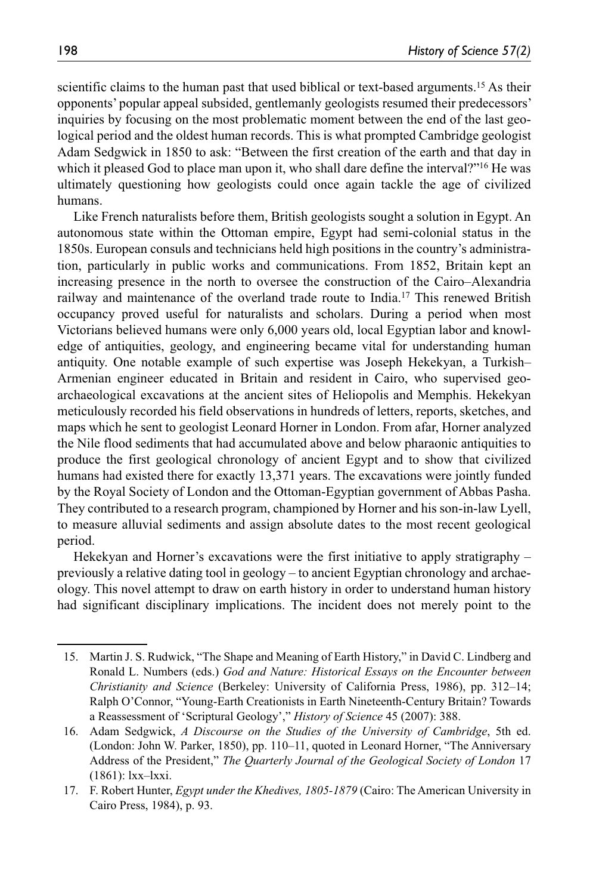scientific claims to the human past that used biblical or text-based arguments.[15] As their opponents' popular appeal subsided, gentlemanly geologists resumed their predecessors' inquiries by focusing on the most problematic moment between the end of the last geological period and the oldest human records. This is what prompted Cambridge geologist Adam Sedgwick in 1850 to ask: "Between the first creation of the earth and that day in which it pleased God to place man upon it, who shall dare define the interval?"[16] He was ultimately questioning how geologists could once again tackle the age of civilized humans.

Like French naturalists before them, British geologists sought a solution in Egypt. An autonomous state within the Ottoman empire, Egypt had semi-colonial status in the 1850s. European consuls and technicians held high positions in the country's administration, particularly in public works and communications. From 1852, Britain kept an increasing presence in the north to oversee the construction of the Cairo–Alexandria railway and maintenance of the overland trade route to India.[17] This renewed British occupancy proved useful for naturalists and scholars. During a period when most Victorians believed humans were only 6,000 years old, local Egyptian labor and knowledge of antiquities, geology, and engineering became vital for understanding human antiquity. One notable example of such expertise was Joseph Hekekyan, a Turkish–Armenian engineer educated in Britain and resident in Cairo, who supervised geo-archaeological excavations at the ancient sites of Heliopolis and Memphis. Hekekyan meticulously recorded his field observations in hundreds of letters, reports, sketches, and maps which he sent to geologist Leonard Horner in London. From afar, Horner analyzed the Nile flood sediments that had accumulated above and below pharaonic antiquities to produce the first geological chronology of ancient Egypt and to show that civilized humans had existed there for exactly 13,371 years. The excavations were jointly funded by the Royal Society of London and the Ottoman-Egyptian government of Abbas Pasha. They contributed to a research program, championed by Horner and his son-in-law Lyell, to measure alluvial sediments and assign absolute dates to the most recent geological period.

Hekekyan and Horner's excavations were the first initiative to apply stratigraphy – previously a relative dating tool in geology – to ancient Egyptian chronology and archaeology. This novel attempt to draw on earth history in order to understand human history had significant disciplinary implications. The incident does not merely point to the

15. Martin J. S. Rudwick, "The Shape and Meaning of Earth History," in David C. Lindberg and Ronald L. Numbers (eds.) *God and Nature: Historical Essays on the Encounter between Christianity and Science* (Berkeley: University of California Press, 1986), pp. 312–14; Ralph O'Connor, "Young-Earth Creationists in Earth Nineteenth-Century Britain? Towards a Reassessment of 'Scriptural Geology'," *History of Science* 45 (2007): 388.
16. Adam Sedgwick, *A Discourse on the Studies of the University of Cambridge*, 5th ed. (London: John W. Parker, 1850), pp. 110–11, quoted in Leonard Horner, "The Anniversary Address of the President," *The Quarterly Journal of the Geological Society of London* 17 (1861): lxx–lxxi.
17. F. Robert Hunter, *Egypt under the Khedives, 1805-1879* (Cairo: The American University in Cairo Press, 1984), p. 93.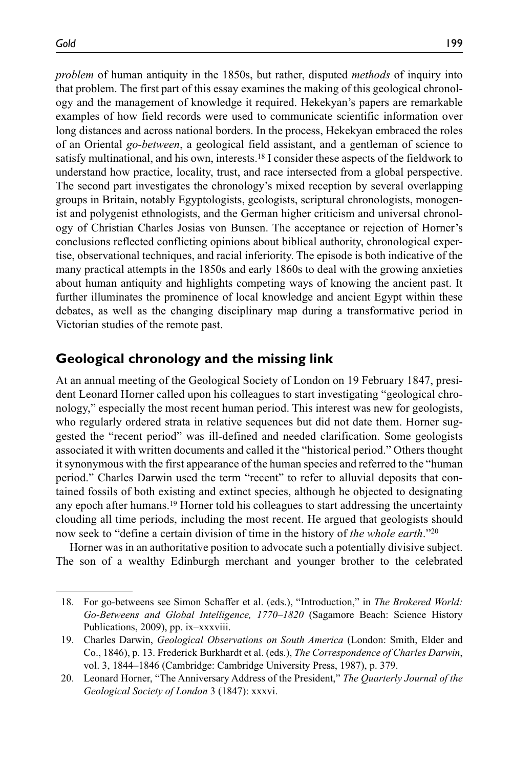*problem* of human antiquity in the 1850s, but rather, disputed *methods* of inquiry into that problem. The first part of this essay examines the making of this geological chronology and the management of knowledge it required. Hekekyan's papers are remarkable examples of how field records were used to communicate scientific information over long distances and across national borders. In the process, Hekekyan embraced the roles of an Oriental *go-between*, a geological field assistant, and a gentleman of science to satisfy multinational, and his own, interests.[18] I consider these aspects of the fieldwork to understand how practice, locality, trust, and race intersected from a global perspective. The second part investigates the chronology's mixed reception by several overlapping groups in Britain, notably Egyptologists, geologists, scriptural chronologists, monogenist and polygenist ethnologists, and the German higher criticism and universal chronology of Christian Charles Josias von Bunsen. The acceptance or rejection of Horner's conclusions reflected conflicting opinions about biblical authority, chronological expertise, observational techniques, and racial inferiority. The episode is both indicative of the many practical attempts in the 1850s and early 1860s to deal with the growing anxieties about human antiquity and highlights competing ways of knowing the ancient past. It further illuminates the prominence of local knowledge and ancient Egypt within these debates, as well as the changing disciplinary map during a transformative period in Victorian studies of the remote past.

## Geological chronology and the missing link

At an annual meeting of the Geological Society of London on 19 February 1847, president Leonard Horner called upon his colleagues to start investigating "geological chronology," especially the most recent human period. This interest was new for geologists, who regularly ordered strata in relative sequences but did not date them. Horner suggested the "recent period" was ill-defined and needed clarification. Some geologists associated it with written documents and called it the "historical period." Others thought it synonymous with the first appearance of the human species and referred to the "human period." Charles Darwin used the term "recent" to refer to alluvial deposits that contained fossils of both existing and extinct species, although he objected to designating any epoch after humans.[19] Horner told his colleagues to start addressing the uncertainty clouding all time periods, including the most recent. He argued that geologists should now seek to "define a certain division of time in the history of *the whole earth*."[20]

Horner was in an authoritative position to advocate such a potentially divisive subject. The son of a wealthy Edinburgh merchant and younger brother to the celebrated

18. For go-betweens see Simon Schaffer et al. (eds.), "Introduction," in *The Brokered World: Go-Betweens and Global Intelligence, 1770–1820* (Sagamore Beach: Science History Publications, 2009), pp. ix–xxxviii.

19. Charles Darwin, *Geological Observations on South America* (London: Smith, Elder and Co., 1846), p. 13. Frederick Burkhardt et al. (eds.), *The Correspondence of Charles Darwin*, vol. 3, 1844–1846 (Cambridge: Cambridge University Press, 1987), p. 379.

20. Leonard Horner, "The Anniversary Address of the President," *The Quarterly Journal of the Geological Society of London* 3 (1847): xxxvi.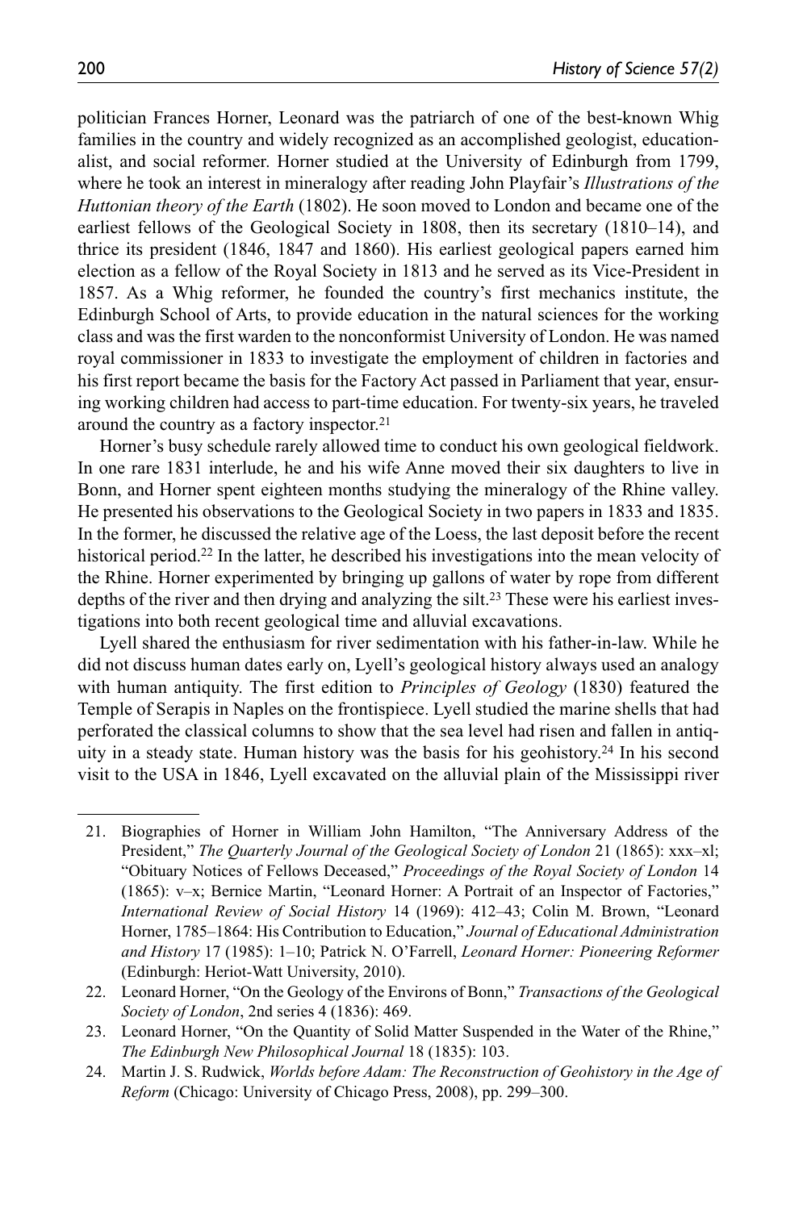politician Frances Horner, Leonard was the patriarch of one of the best-known Whig families in the country and widely recognized as an accomplished geologist, educationalist, and social reformer. Horner studied at the University of Edinburgh from 1799, where he took an interest in mineralogy after reading John Playfair's *Illustrations of the Huttonian theory of the Earth* (1802). He soon moved to London and became one of the earliest fellows of the Geological Society in 1808, then its secretary (1810–14), and thrice its president (1846, 1847 and 1860). His earliest geological papers earned him election as a fellow of the Royal Society in 1813 and he served as its Vice-President in 1857. As a Whig reformer, he founded the country's first mechanics institute, the Edinburgh School of Arts, to provide education in the natural sciences for the working class and was the first warden to the nonconformist University of London. He was named royal commissioner in 1833 to investigate the employment of children in factories and his first report became the basis for the Factory Act passed in Parliament that year, ensuring working children had access to part-time education. For twenty-six years, he traveled around the country as a factory inspector.[21]

Horner's busy schedule rarely allowed time to conduct his own geological fieldwork. In one rare 1831 interlude, he and his wife Anne moved their six daughters to live in Bonn, and Horner spent eighteen months studying the mineralogy of the Rhine valley. He presented his observations to the Geological Society in two papers in 1833 and 1835. In the former, he discussed the relative age of the Loess, the last deposit before the recent historical period.[22] In the latter, he described his investigations into the mean velocity of the Rhine. Horner experimented by bringing up gallons of water by rope from different depths of the river and then drying and analyzing the silt.[23] These were his earliest investigations into both recent geological time and alluvial excavations.

Lyell shared the enthusiasm for river sedimentation with his father-in-law. While he did not discuss human dates early on, Lyell's geological history always used an analogy with human antiquity. The first edition to *Principles of Geology* (1830) featured the Temple of Serapis in Naples on the frontispiece. Lyell studied the marine shells that had perforated the classical columns to show that the sea level had risen and fallen in antiquity in a steady state. Human history was the basis for his geohistory.[24] In his second visit to the USA in 1846, Lyell excavated on the alluvial plain of the Mississippi river

21. Biographies of Horner in William John Hamilton, "The Anniversary Address of the President," *The Quarterly Journal of the Geological Society of London* 21 (1865): xxx–xl; "Obituary Notices of Fellows Deceased," *Proceedings of the Royal Society of London* 14 (1865): v–x; Bernice Martin, "Leonard Horner: A Portrait of an Inspector of Factories," *International Review of Social History* 14 (1969): 412–43; Colin M. Brown, "Leonard Horner, 1785–1864: His Contribution to Education," *Journal of Educational Administration and History* 17 (1985): 1–10; Patrick N. O'Farrell, *Leonard Horner: Pioneering Reformer* (Edinburgh: Heriot-Watt University, 2010).
22. Leonard Horner, "On the Geology of the Environs of Bonn," *Transactions of the Geological Society of London*, 2nd series 4 (1836): 469.
23. Leonard Horner, "On the Quantity of Solid Matter Suspended in the Water of the Rhine," *The Edinburgh New Philosophical Journal* 18 (1835): 103.
24. Martin J. S. Rudwick, *Worlds before Adam: The Reconstruction of Geohistory in the Age of Reform* (Chicago: University of Chicago Press, 2008), pp. 299–300.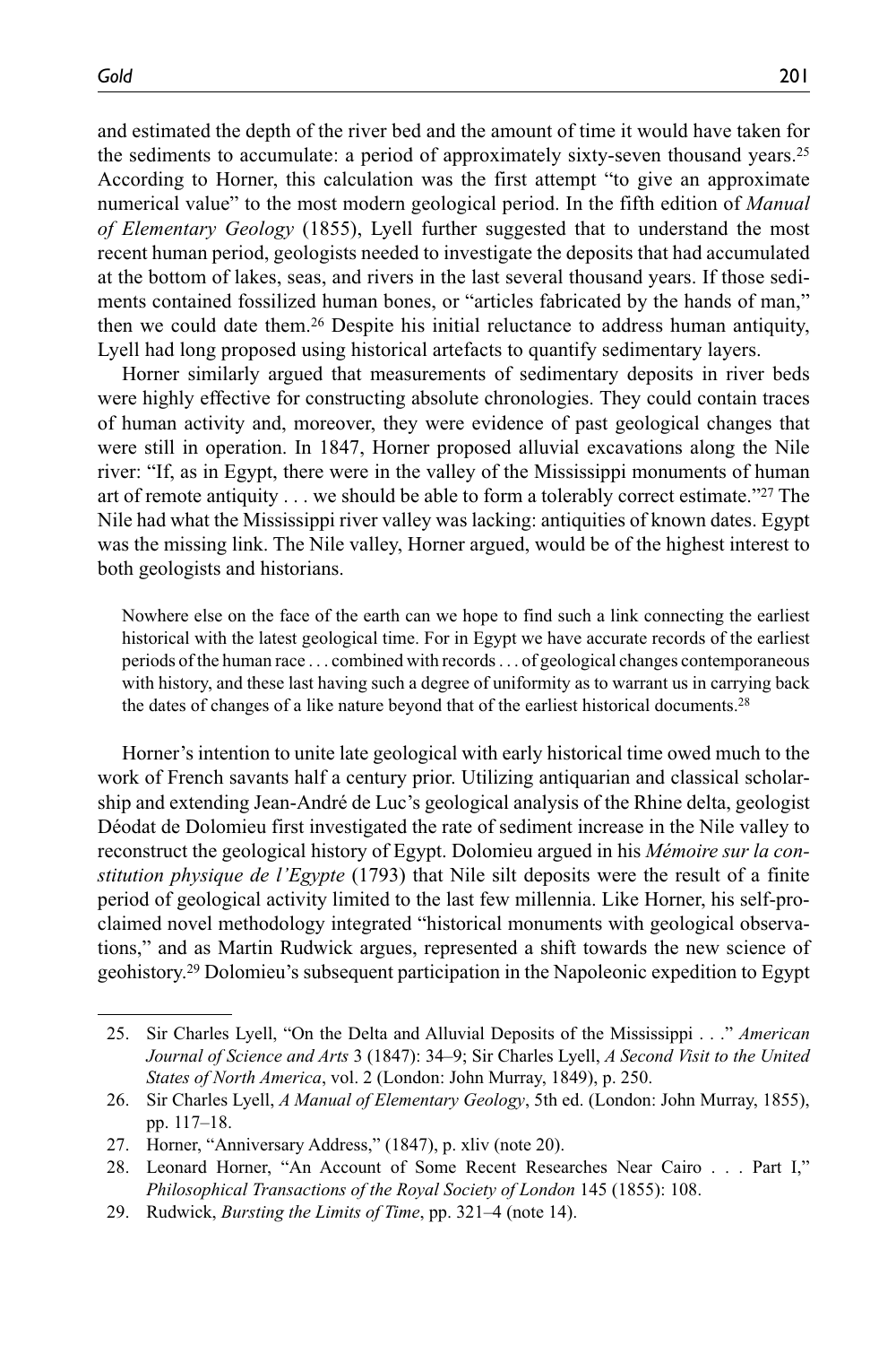and estimated the depth of the river bed and the amount of time it would have taken for the sediments to accumulate: a period of approximately sixty-seven thousand years.[25] According to Horner, this calculation was the first attempt "to give an approximate numerical value" to the most modern geological period. In the fifth edition of *Manual of Elementary Geology* (1855), Lyell further suggested that to understand the most recent human period, geologists needed to investigate the deposits that had accumulated at the bottom of lakes, seas, and rivers in the last several thousand years. If those sediments contained fossilized human bones, or "articles fabricated by the hands of man," then we could date them.[26] Despite his initial reluctance to address human antiquity, Lyell had long proposed using historical artefacts to quantify sedimentary layers.

Horner similarly argued that measurements of sedimentary deposits in river beds were highly effective for constructing absolute chronologies. They could contain traces of human activity and, moreover, they were evidence of past geological changes that were still in operation. In 1847, Horner proposed alluvial excavations along the Nile river: "If, as in Egypt, there were in the valley of the Mississippi monuments of human art of remote antiquity . . . we should be able to form a tolerably correct estimate."[27] The Nile had what the Mississippi river valley was lacking: antiquities of known dates. Egypt was the missing link. The Nile valley, Horner argued, would be of the highest interest to both geologists and historians.

> Nowhere else on the face of the earth can we hope to find such a link connecting the earliest historical with the latest geological time. For in Egypt we have accurate records of the earliest periods of the human race . . . combined with records . . . of geological changes contemporaneous with history, and these last having such a degree of uniformity as to warrant us in carrying back the dates of changes of a like nature beyond that of the earliest historical documents.[28]

Horner's intention to unite late geological with early historical time owed much to the work of French savants half a century prior. Utilizing antiquarian and classical scholarship and extending Jean-André de Luc's geological analysis of the Rhine delta, geologist Déodat de Dolomieu first investigated the rate of sediment increase in the Nile valley to reconstruct the geological history of Egypt. Dolomieu argued in his *Mémoire sur la constitution physique de l'Egypte* (1793) that Nile silt deposits were the result of a finite period of geological activity limited to the last few millennia. Like Horner, his self-proclaimed novel methodology integrated "historical monuments with geological observations," and as Martin Rudwick argues, represented a shift towards the new science of geohistory.[29] Dolomieu's subsequent participation in the Napoleonic expedition to Egypt

---

25. Sir Charles Lyell, "On the Delta and Alluvial Deposits of the Mississippi . . ." *American Journal of Science and Arts* 3 (1847): 34–9; Sir Charles Lyell, *A Second Visit to the United States of North America*, vol. 2 (London: John Murray, 1849), p. 250.
26. Sir Charles Lyell, *A Manual of Elementary Geology*, 5th ed. (London: John Murray, 1855), pp. 117–18.
27. Horner, "Anniversary Address," (1847), p. xliv (note 20).
28. Leonard Horner, "An Account of Some Recent Researches Near Cairo . . . Part I," *Philosophical Transactions of the Royal Society of London* 145 (1855): 108.
29. Rudwick, *Bursting the Limits of Time*, pp. 321–4 (note 14).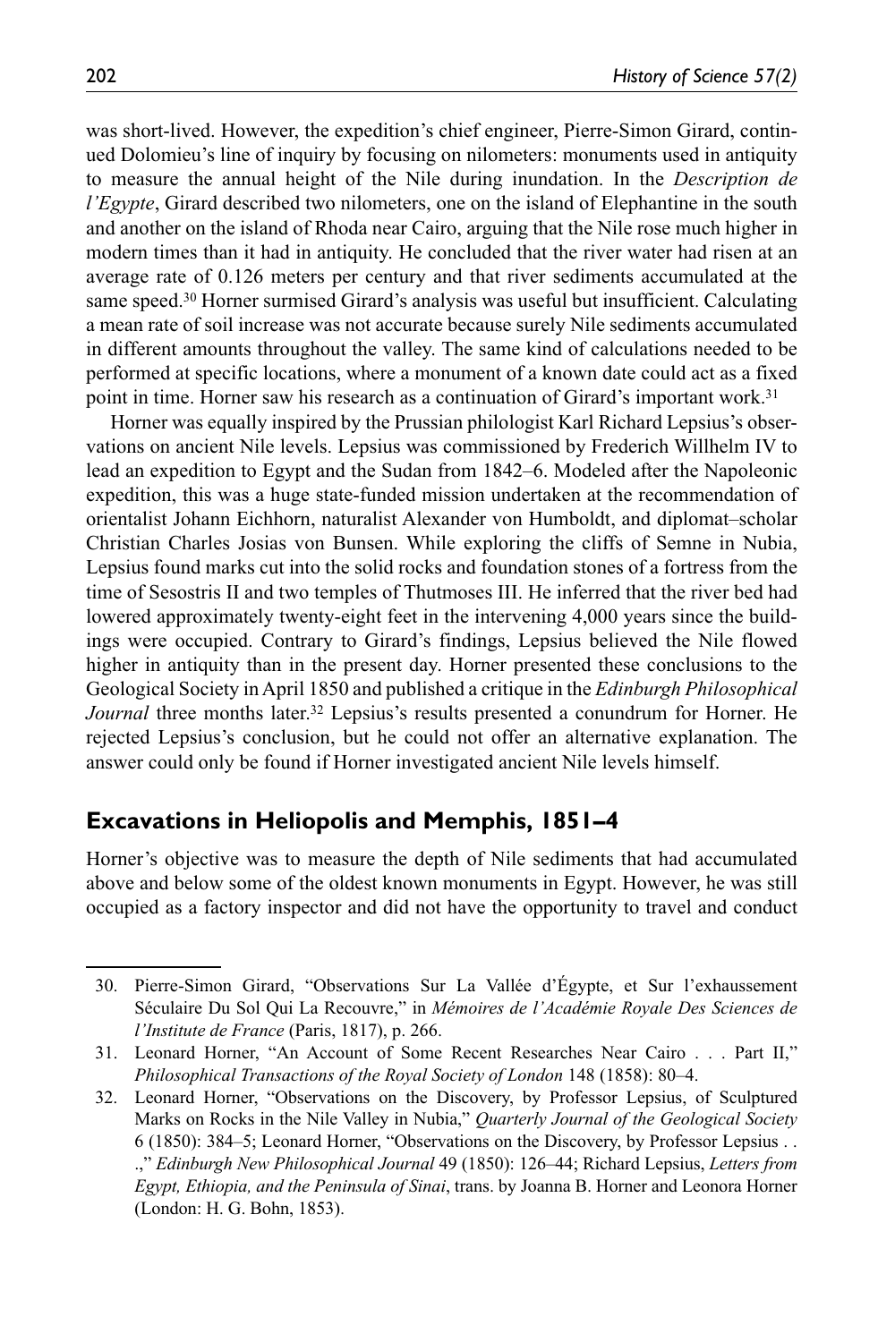was short-lived. However, the expedition's chief engineer, Pierre-Simon Girard, continued Dolomieu's line of inquiry by focusing on nilometers: monuments used in antiquity to measure the annual height of the Nile during inundation. In the *Description de l'Egypte*, Girard described two nilometers, one on the island of Elephantine in the south and another on the island of Rhoda near Cairo, arguing that the Nile rose much higher in modern times than it had in antiquity. He concluded that the river water had risen at an average rate of 0.126 meters per century and that river sediments accumulated at the same speed.[30] Horner surmised Girard's analysis was useful but insufficient. Calculating a mean rate of soil increase was not accurate because surely Nile sediments accumulated in different amounts throughout the valley. The same kind of calculations needed to be performed at specific locations, where a monument of a known date could act as a fixed point in time. Horner saw his research as a continuation of Girard's important work.[31]

Horner was equally inspired by the Prussian philologist Karl Richard Lepsius's observations on ancient Nile levels. Lepsius was commissioned by Frederich Willhelm IV to lead an expedition to Egypt and the Sudan from 1842–6. Modeled after the Napoleonic expedition, this was a huge state-funded mission undertaken at the recommendation of orientalist Johann Eichhorn, naturalist Alexander von Humboldt, and diplomat–scholar Christian Charles Josias von Bunsen. While exploring the cliffs of Semne in Nubia, Lepsius found marks cut into the solid rocks and foundation stones of a fortress from the time of Sesostris II and two temples of Thutmoses III. He inferred that the river bed had lowered approximately twenty-eight feet in the intervening 4,000 years since the buildings were occupied. Contrary to Girard's findings, Lepsius believed the Nile flowed higher in antiquity than in the present day. Horner presented these conclusions to the Geological Society in April 1850 and published a critique in the *Edinburgh Philosophical Journal* three months later.[32] Lepsius's results presented a conundrum for Horner. He rejected Lepsius's conclusion, but he could not offer an alternative explanation. The answer could only be found if Horner investigated ancient Nile levels himself.

## Excavations in Heliopolis and Memphis, 1851–4

Horner's objective was to measure the depth of Nile sediments that had accumulated above and below some of the oldest known monuments in Egypt. However, he was still occupied as a factory inspector and did not have the opportunity to travel and conduct

---

30. Pierre-Simon Girard, "Observations Sur La Vallée d'Égypte, et Sur l'exhaussement Séculaire Du Sol Qui La Recouvre," in *Mémoires de l'Académie Royale Des Sciences de l'Institute de France* (Paris, 1817), p. 266.
31. Leonard Horner, "An Account of Some Recent Researches Near Cairo . . . Part II," *Philosophical Transactions of the Royal Society of London* 148 (1858): 80–4.
32. Leonard Horner, "Observations on the Discovery, by Professor Lepsius, of Sculptured Marks on Rocks in the Nile Valley in Nubia," *Quarterly Journal of the Geological Society* 6 (1850): 384–5; Leonard Horner, "Observations on the Discovery, by Professor Lepsius . . .," *Edinburgh New Philosophical Journal* 49 (1850): 126–44; Richard Lepsius, *Letters from Egypt, Ethiopia, and the Peninsula of Sinai*, trans. by Joanna B. Horner and Leonora Horner (London: H. G. Bohn, 1853).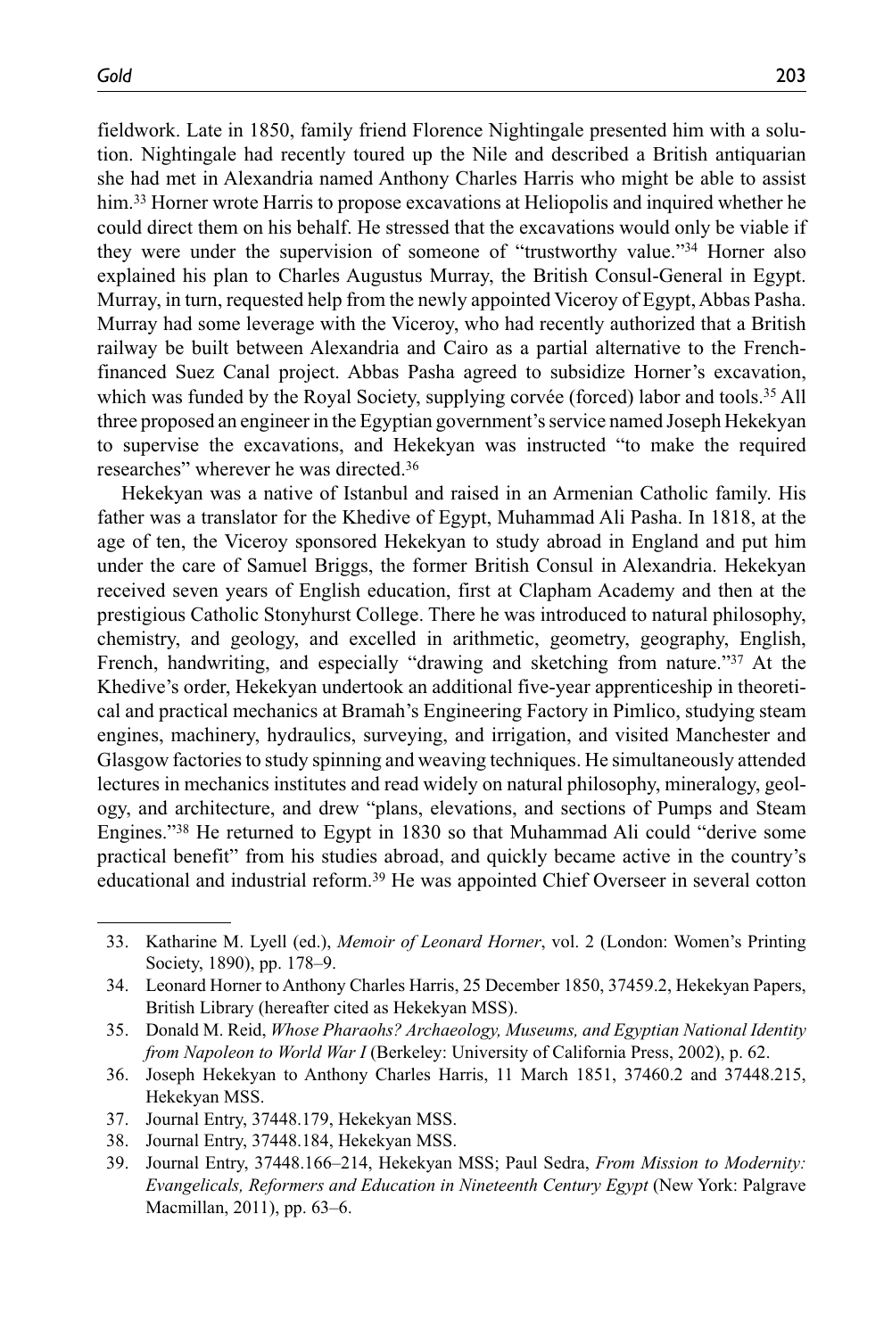fieldwork. Late in 1850, family friend Florence Nightingale presented him with a solution. Nightingale had recently toured up the Nile and described a British antiquarian she had met in Alexandria named Anthony Charles Harris who might be able to assist him.[33] Horner wrote Harris to propose excavations at Heliopolis and inquired whether he could direct them on his behalf. He stressed that the excavations would only be viable if they were under the supervision of someone of "trustworthy value."[34] Horner also explained his plan to Charles Augustus Murray, the British Consul-General in Egypt. Murray, in turn, requested help from the newly appointed Viceroy of Egypt, Abbas Pasha. Murray had some leverage with the Viceroy, who had recently authorized that a British railway be built between Alexandria and Cairo as a partial alternative to the French-financed Suez Canal project. Abbas Pasha agreed to subsidize Horner's excavation, which was funded by the Royal Society, supplying corvée (forced) labor and tools.[35] All three proposed an engineer in the Egyptian government's service named Joseph Hekekyan to supervise the excavations, and Hekekyan was instructed "to make the required researches" wherever he was directed.[36]

Hekekyan was a native of Istanbul and raised in an Armenian Catholic family. His father was a translator for the Khedive of Egypt, Muhammad Ali Pasha. In 1818, at the age of ten, the Viceroy sponsored Hekekyan to study abroad in England and put him under the care of Samuel Briggs, the former British Consul in Alexandria. Hekekyan received seven years of English education, first at Clapham Academy and then at the prestigious Catholic Stonyhurst College. There he was introduced to natural philosophy, chemistry, and geology, and excelled in arithmetic, geometry, geography, English, French, handwriting, and especially "drawing and sketching from nature."[37] At the Khedive's order, Hekekyan undertook an additional five-year apprenticeship in theoretical and practical mechanics at Bramah's Engineering Factory in Pimlico, studying steam engines, machinery, hydraulics, surveying, and irrigation, and visited Manchester and Glasgow factories to study spinning and weaving techniques. He simultaneously attended lectures in mechanics institutes and read widely on natural philosophy, mineralogy, geology, and architecture, and drew "plans, elevations, and sections of Pumps and Steam Engines."[38] He returned to Egypt in 1830 so that Muhammad Ali could "derive some practical benefit" from his studies abroad, and quickly became active in the country's educational and industrial reform.[39] He was appointed Chief Overseer in several cotton

33. Katharine M. Lyell (ed.), *Memoir of Leonard Horner*, vol. 2 (London: Women's Printing Society, 1890), pp. 178–9.
34. Leonard Horner to Anthony Charles Harris, 25 December 1850, 37459.2, Hekekyan Papers, British Library (hereafter cited as Hekekyan MSS).
35. Donald M. Reid, *Whose Pharaohs? Archaeology, Museums, and Egyptian National Identity from Napoleon to World War I* (Berkeley: University of California Press, 2002), p. 62.
36. Joseph Hekekyan to Anthony Charles Harris, 11 March 1851, 37460.2 and 37448.215, Hekekyan MSS.
37. Journal Entry, 37448.179, Hekekyan MSS.
38. Journal Entry, 37448.184, Hekekyan MSS.
39. Journal Entry, 37448.166–214, Hekekyan MSS; Paul Sedra, *From Mission to Modernity: Evangelicals, Reformers and Education in Nineteenth Century Egypt* (New York: Palgrave Macmillan, 2011), pp. 63–6.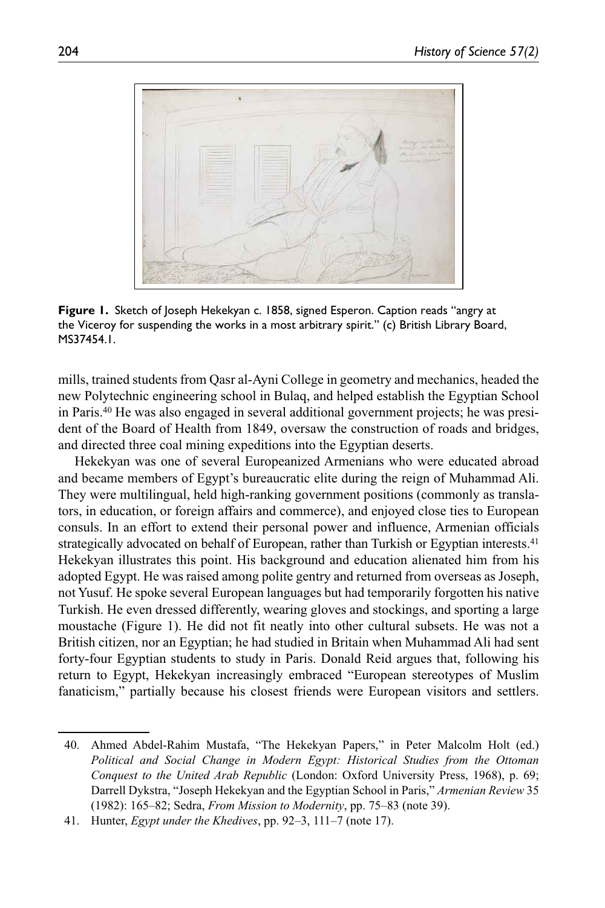Figure 1. Sketch of Joseph Hekekyan c. 1858, signed Esperon. Caption reads "angry at the Viceroy for suspending the works in a most arbitrary spirit." (c) British Library Board, MS37454.1.

mills, trained students from Qasr al-Ayni College in geometry and mechanics, headed the new Polytechnic engineering school in Bulaq, and helped establish the Egyptian School in Paris.[40] He was also engaged in several additional government projects; he was president of the Board of Health from 1849, oversaw the construction of roads and bridges, and directed three coal mining expeditions into the Egyptian deserts.

Hekekyan was one of several Europeanized Armenians who were educated abroad and became members of Egypt's bureaucratic elite during the reign of Muhammad Ali. They were multilingual, held high-ranking government positions (commonly as translators, in education, or foreign affairs and commerce), and enjoyed close ties to European consuls. In an effort to extend their personal power and influence, Armenian officials strategically advocated on behalf of European, rather than Turkish or Egyptian interests.[41] Hekekyan illustrates this point. His background and education alienated him from his adopted Egypt. He was raised among polite gentry and returned from overseas as Joseph, not Yusuf. He spoke several European languages but had temporarily forgotten his native Turkish. He even dressed differently, wearing gloves and stockings, and sporting a large moustache (Figure 1). He did not fit neatly into other cultural subsets. He was not a British citizen, nor an Egyptian; he had studied in Britain when Muhammad Ali had sent forty-four Egyptian students to study in Paris. Donald Reid argues that, following his return to Egypt, Hekekyan increasingly embraced "European stereotypes of Muslim fanaticism," partially because his closest friends were European visitors and settlers.

40. Ahmed Abdel-Rahim Mustafa, "The Hekekyan Papers," in Peter Malcolm Holt (ed.) *Political and Social Change in Modern Egypt: Historical Studies from the Ottoman Conquest to the United Arab Republic* (London: Oxford University Press, 1968), p. 69; Darrell Dykstra, "Joseph Hekekyan and the Egyptian School in Paris," *Armenian Review* 35 (1982): 165–82; Sedra, *From Mission to Modernity*, pp. 75–83 (note 39).

41. Hunter, *Egypt under the Khedives*, pp. 92–3, 111–7 (note 17).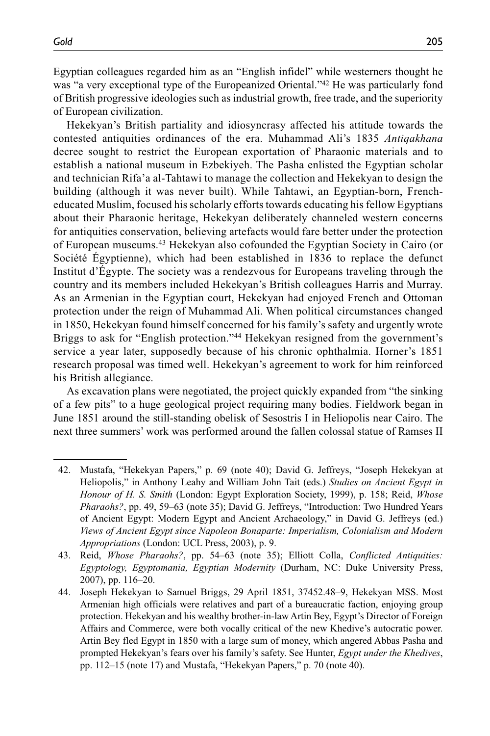Egyptian colleagues regarded him as an "English infidel" while westerners thought he was "a very exceptional type of the Europeanized Oriental."[42] He was particularly fond of British progressive ideologies such as industrial growth, free trade, and the superiority of European civilization.

Hekekyan's British partiality and idiosyncrasy affected his attitude towards the contested antiquities ordinances of the era. Muhammad Ali's 1835 *Antiqakhana* decree sought to restrict the European exportation of Pharaonic materials and to establish a national museum in Ezbekiyeh. The Pasha enlisted the Egyptian scholar and technician Rifa'a al-Tahtawi to manage the collection and Hekekyan to design the building (although it was never built). While Tahtawi, an Egyptian-born, French-educated Muslim, focused his scholarly efforts towards educating his fellow Egyptians about their Pharaonic heritage, Hekekyan deliberately channeled western concerns for antiquities conservation, believing artefacts would fare better under the protection of European museums.[43] Hekekyan also cofounded the Egyptian Society in Cairo (or Société Égyptienne), which had been established in 1836 to replace the defunct Institut d'Égypte. The society was a rendezvous for Europeans traveling through the country and its members included Hekekyan's British colleagues Harris and Murray. As an Armenian in the Egyptian court, Hekekyan had enjoyed French and Ottoman protection under the reign of Muhammad Ali. When political circumstances changed in 1850, Hekekyan found himself concerned for his family's safety and urgently wrote Briggs to ask for "English protection."[44] Hekekyan resigned from the government's service a year later, supposedly because of his chronic ophthalmia. Horner's 1851 research proposal was timed well. Hekekyan's agreement to work for him reinforced his British allegiance.

As excavation plans were negotiated, the project quickly expanded from "the sinking of a few pits" to a huge geological project requiring many bodies. Fieldwork began in June 1851 around the still-standing obelisk of Sesostris I in Heliopolis near Cairo. The next three summers' work was performed around the fallen colossal statue of Ramses II

---

42. Mustafa, "Hekekyan Papers," p. 69 (note 40); David G. Jeffreys, "Joseph Hekekyan at Heliopolis," in Anthony Leahy and William John Tait (eds.) *Studies on Ancient Egypt in Honour of H. S. Smith* (London: Egypt Exploration Society, 1999), p. 158; Reid, *Whose Pharaohs?*, pp. 49, 59–63 (note 35); David G. Jeffreys, "Introduction: Two Hundred Years of Ancient Egypt: Modern Egypt and Ancient Archaeology," in David G. Jeffreys (ed.) *Views of Ancient Egypt since Napoleon Bonaparte: Imperialism, Colonialism and Modern Appropriations* (London: UCL Press, 2003), p. 9.

43. Reid, *Whose Pharaohs?*, pp. 54–63 (note 35); Elliott Colla, *Conflicted Antiquities: Egyptology, Egyptomania, Egyptian Modernity* (Durham, NC: Duke University Press, 2007), pp. 116–20.

44. Joseph Hekekyan to Samuel Briggs, 29 April 1851, 37452.48–9, Hekekyan MSS. Most Armenian high officials were relatives and part of a bureaucratic faction, enjoying group protection. Hekekyan and his wealthy brother-in-law Artin Bey, Egypt's Director of Foreign Affairs and Commerce, were both vocally critical of the new Khedive's autocratic power. Artin Bey fled Egypt in 1850 with a large sum of money, which angered Abbas Pasha and prompted Hekekyan's fears over his family's safety. See Hunter, *Egypt under the Khedives*, pp. 112–15 (note 17) and Mustafa, "Hekekyan Papers," p. 70 (note 40).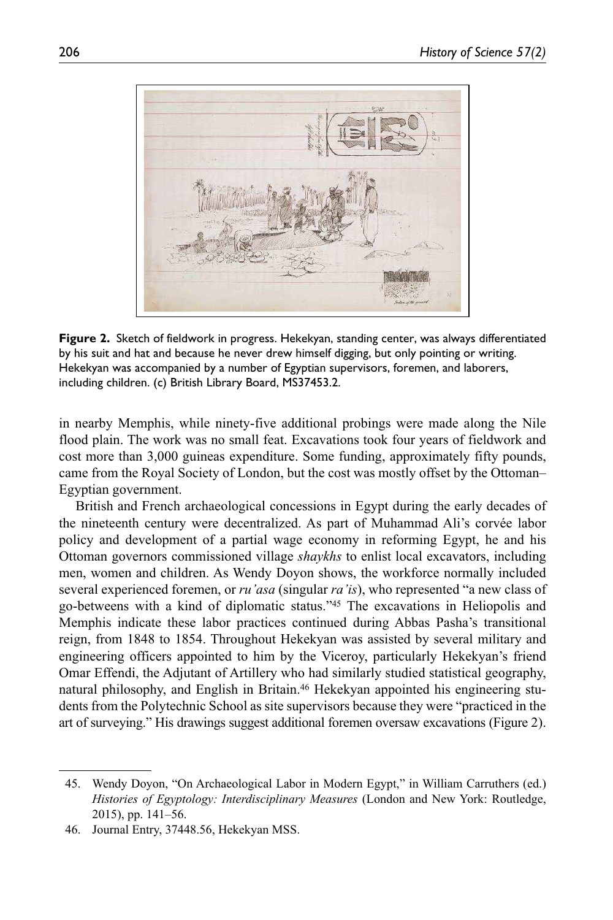**Figure 2.** Sketch of fieldwork in progress. Hekekyan, standing center, was always differentiated by his suit and hat and because he never drew himself digging, but only pointing or writing. Hekekyan was accompanied by a number of Egyptian supervisors, foremen, and laborers, including children. (c) British Library Board, MS37453.2.

in nearby Memphis, while ninety-five additional probings were made along the Nile flood plain. The work was no small feat. Excavations took four years of fieldwork and cost more than 3,000 guineas expenditure. Some funding, approximately fifty pounds, came from the Royal Society of London, but the cost was mostly offset by the Ottoman–Egyptian government.

British and French archaeological concessions in Egypt during the early decades of the nineteenth century were decentralized. As part of Muhammad Ali's corvée labor policy and development of a partial wage economy in reforming Egypt, he and his Ottoman governors commissioned village *shaykhs* to enlist local excavators, including men, women and children. As Wendy Doyon shows, the workforce normally included several experienced foremen, or *ru'asa* (singular *ra'is*), who represented "a new class of go-betweens with a kind of diplomatic status."[45] The excavations in Heliopolis and Memphis indicate these labor practices continued during Abbas Pasha's transitional reign, from 1848 to 1854. Throughout Hekekyan was assisted by several military and engineering officers appointed to him by the Viceroy, particularly Hekekyan's friend Omar Effendi, the Adjutant of Artillery who had similarly studied statistical geography, natural philosophy, and English in Britain.[46] Hekekyan appointed his engineering students from the Polytechnic School as site supervisors because they were "practiced in the art of surveying." His drawings suggest additional foremen oversaw excavations (Figure 2).

45. Wendy Doyon, "On Archaeological Labor in Modern Egypt," in William Carruthers (ed.) *Histories of Egyptology: Interdisciplinary Measures* (London and New York: Routledge, 2015), pp. 141–56.

46. Journal Entry, 37448.56, Hekekyan MSS.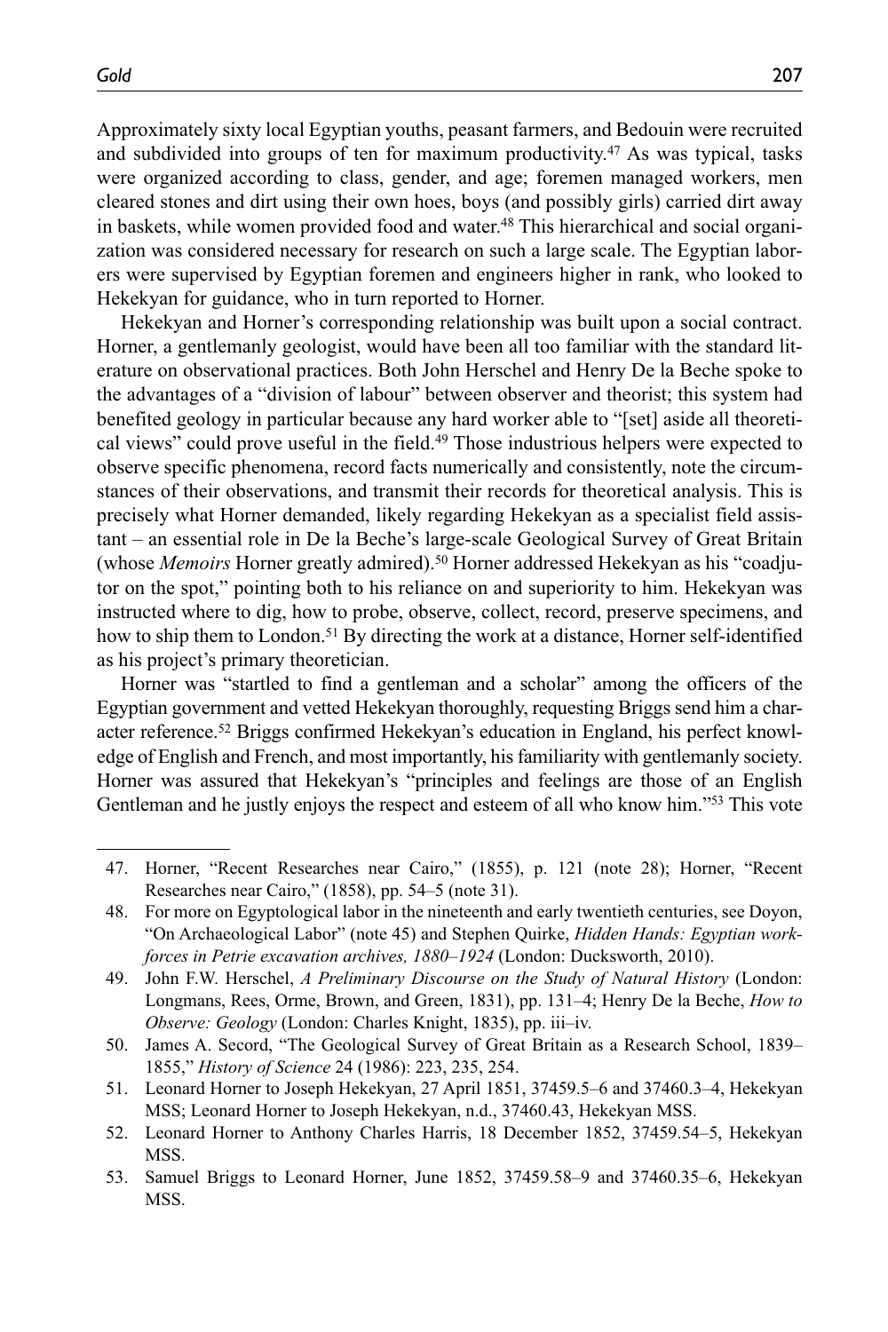Approximately sixty local Egyptian youths, peasant farmers, and Bedouin were recruited and subdivided into groups of ten for maximum productivity.[47] As was typical, tasks were organized according to class, gender, and age; foremen managed workers, men cleared stones and dirt using their own hoes, boys (and possibly girls) carried dirt away in baskets, while women provided food and water.[48] This hierarchical and social organization was considered necessary for research on such a large scale. The Egyptian laborers were supervised by Egyptian foremen and engineers higher in rank, who looked to Hekekyan for guidance, who in turn reported to Horner.

Hekekyan and Horner's corresponding relationship was built upon a social contract. Horner, a gentlemanly geologist, would have been all too familiar with the standard literature on observational practices. Both John Herschel and Henry De la Beche spoke to the advantages of a "division of labour" between observer and theorist; this system had benefited geology in particular because any hard worker able to "[set] aside all theoretical views" could prove useful in the field.[49] Those industrious helpers were expected to observe specific phenomena, record facts numerically and consistently, note the circumstances of their observations, and transmit their records for theoretical analysis. This is precisely what Horner demanded, likely regarding Hekekyan as a specialist field assistant – an essential role in De la Beche's large-scale Geological Survey of Great Britain (whose *Memoirs* Horner greatly admired).[50] Horner addressed Hekekyan as his "coadjutor on the spot," pointing both to his reliance on and superiority to him. Hekekyan was instructed where to dig, how to probe, observe, collect, record, preserve specimens, and how to ship them to London.[51] By directing the work at a distance, Horner self-identified as his project's primary theoretician.

Horner was "startled to find a gentleman and a scholar" among the officers of the Egyptian government and vetted Hekekyan thoroughly, requesting Briggs send him a character reference.[52] Briggs confirmed Hekekyan's education in England, his perfect knowledge of English and French, and most importantly, his familiarity with gentlemanly society. Horner was assured that Hekekyan's "principles and feelings are those of an English Gentleman and he justly enjoys the respect and esteem of all who know him."[53] This vote

---

47. Horner, "Recent Researches near Cairo," (1855), p. 121 (note 28); Horner, "Recent Researches near Cairo," (1858), pp. 54–5 (note 31).
48. For more on Egyptological labor in the nineteenth and early twentieth centuries, see Doyon, "On Archaeological Labor" (note 45) and Stephen Quirke, *Hidden Hands: Egyptian workforces in Petrie excavation archives, 1880–1924* (London: Ducksworth, 2010).
49. John F.W. Herschel, *A Preliminary Discourse on the Study of Natural History* (London: Longmans, Rees, Orme, Brown, and Green, 1831), pp. 131–4; Henry De la Beche, *How to Observe: Geology* (London: Charles Knight, 1835), pp. iii–iv.
50. James A. Secord, "The Geological Survey of Great Britain as a Research School, 1839–1855," *History of Science* 24 (1986): 223, 235, 254.
51. Leonard Horner to Joseph Hekekyan, 27 April 1851, 37459.5–6 and 37460.3–4, Hekekyan MSS; Leonard Horner to Joseph Hekekyan, n.d., 37460.43, Hekekyan MSS.
52. Leonard Horner to Anthony Charles Harris, 18 December 1852, 37459.54–5, Hekekyan MSS.
53. Samuel Briggs to Leonard Horner, June 1852, 37459.58–9 and 37460.35–6, Hekekyan MSS.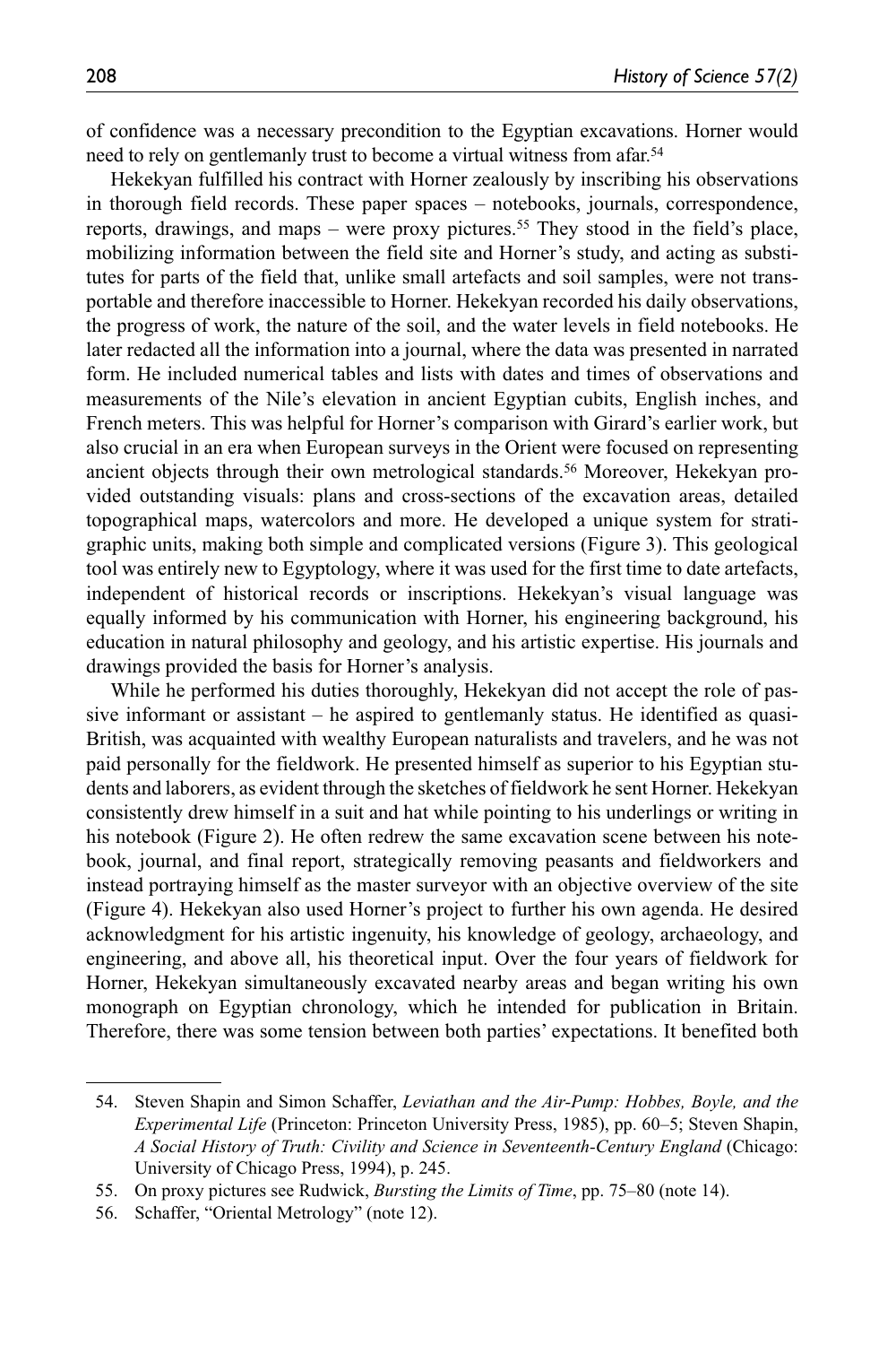of confidence was a necessary precondition to the Egyptian excavations. Horner would need to rely on gentlemanly trust to become a virtual witness from afar.[54]

Hekekyan fulfilled his contract with Horner zealously by inscribing his observations in thorough field records. These paper spaces – notebooks, journals, correspondence, reports, drawings, and maps – were proxy pictures.[55] They stood in the field's place, mobilizing information between the field site and Horner's study, and acting as substitutes for parts of the field that, unlike small artefacts and soil samples, were not transportable and therefore inaccessible to Horner. Hekekyan recorded his daily observations, the progress of work, the nature of the soil, and the water levels in field notebooks. He later redacted all the information into a journal, where the data was presented in narrated form. He included numerical tables and lists with dates and times of observations and measurements of the Nile's elevation in ancient Egyptian cubits, English inches, and French meters. This was helpful for Horner's comparison with Girard's earlier work, but also crucial in an era when European surveys in the Orient were focused on representing ancient objects through their own metrological standards.[56] Moreover, Hekekyan provided outstanding visuals: plans and cross-sections of the excavation areas, detailed topographical maps, watercolors and more. He developed a unique system for stratigraphic units, making both simple and complicated versions (Figure 3). This geological tool was entirely new to Egyptology, where it was used for the first time to date artefacts, independent of historical records or inscriptions. Hekekyan's visual language was equally informed by his communication with Horner, his engineering background, his education in natural philosophy and geology, and his artistic expertise. His journals and drawings provided the basis for Horner's analysis.

While he performed his duties thoroughly, Hekekyan did not accept the role of passive informant or assistant – he aspired to gentlemanly status. He identified as quasi-British, was acquainted with wealthy European naturalists and travelers, and he was not paid personally for the fieldwork. He presented himself as superior to his Egyptian students and laborers, as evident through the sketches of fieldwork he sent Horner. Hekekyan consistently drew himself in a suit and hat while pointing to his underlings or writing in his notebook (Figure 2). He often redrew the same excavation scene between his notebook, journal, and final report, strategically removing peasants and fieldworkers and instead portraying himself as the master surveyor with an objective overview of the site (Figure 4). Hekekyan also used Horner's project to further his own agenda. He desired acknowledgment for his artistic ingenuity, his knowledge of geology, archaeology, and engineering, and above all, his theoretical input. Over the four years of fieldwork for Horner, Hekekyan simultaneously excavated nearby areas and began writing his own monograph on Egyptian chronology, which he intended for publication in Britain. Therefore, there was some tension between both parties' expectations. It benefited both

54. Steven Shapin and Simon Schaffer, *Leviathan and the Air-Pump: Hobbes, Boyle, and the Experimental Life* (Princeton: Princeton University Press, 1985), pp. 60–5; Steven Shapin, *A Social History of Truth: Civility and Science in Seventeenth-Century England* (Chicago: University of Chicago Press, 1994), p. 245.
55. On proxy pictures see Rudwick, *Bursting the Limits of Time*, pp. 75–80 (note 14).
56. Schaffer, "Oriental Metrology" (note 12).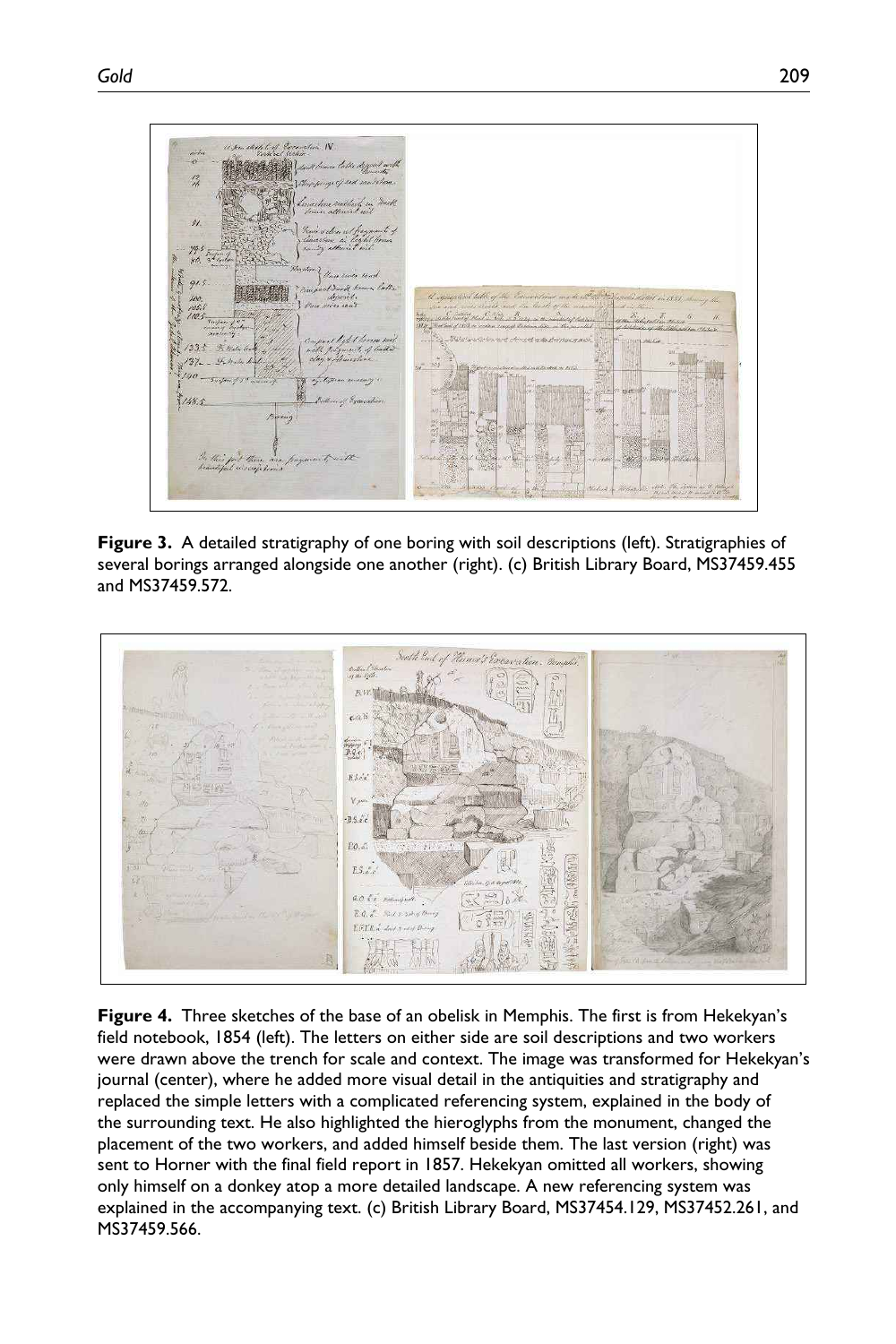**Figure 3.** A detailed stratigraphy of one boring with soil descriptions (left). Stratigraphies of several borings arranged alongside one another (right). (c) British Library Board, MS37459.455 and MS37459.572.

**Figure 4.** Three sketches of the base of an obelisk in Memphis. The first is from Hekekyan's field notebook, 1854 (left). The letters on either side are soil descriptions and two workers were drawn above the trench for scale and context. The image was transformed for Hekekyan's journal (center), where he added more visual detail in the antiquities and stratigraphy and replaced the simple letters with a complicated referencing system, explained in the body of the surrounding text. He also highlighted the hieroglyphs from the monument, changed the placement of the two workers, and added himself beside them. The last version (right) was sent to Horner with the final field report in 1857. Hekekyan omitted all workers, showing only himself on a donkey atop a more detailed landscape. A new referencing system was explained in the accompanying text. (c) British Library Board, MS37454.129, MS37452.261, and MS37459.566.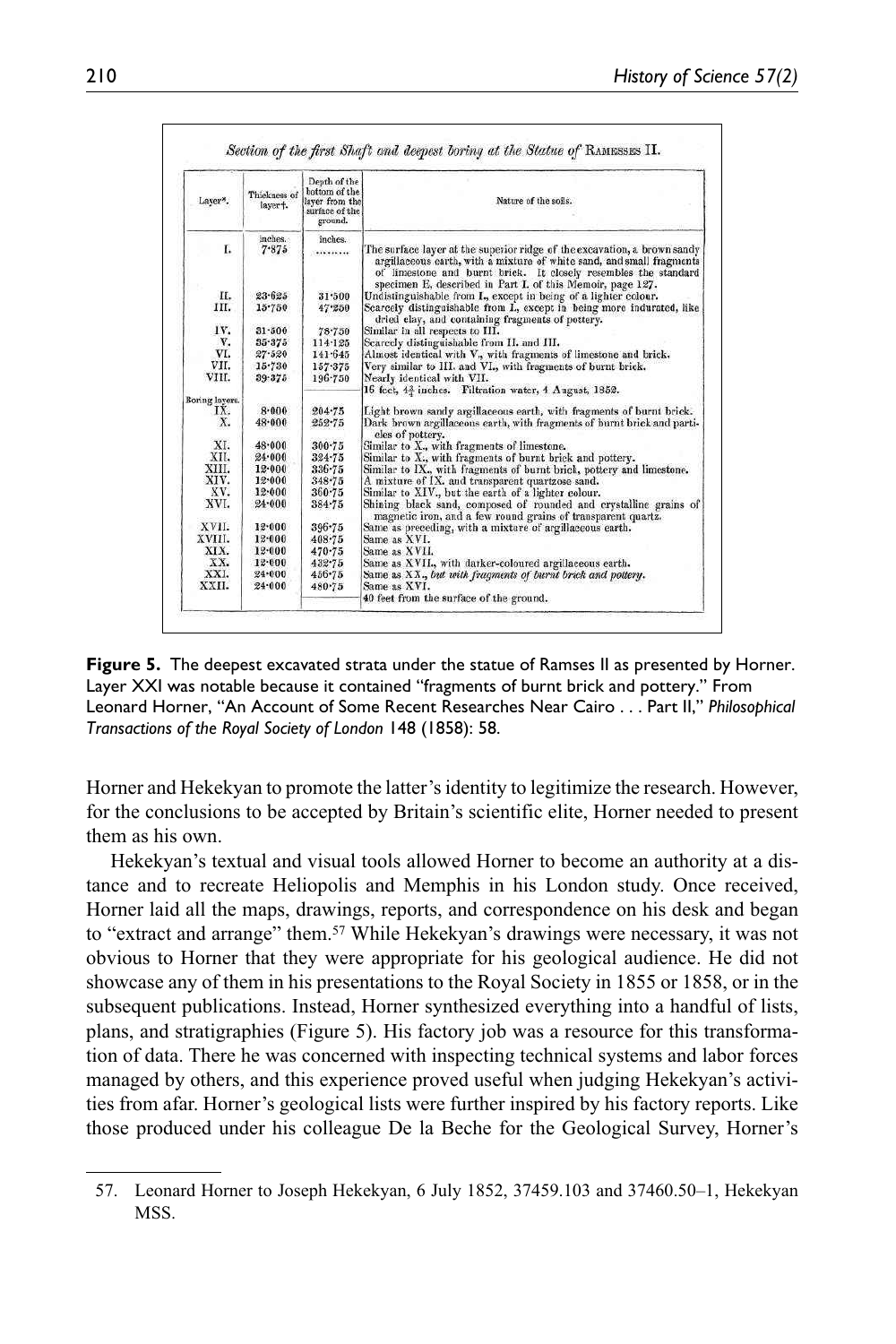*Section of the first Shaft and deepest boring at the Statue of* RAMESSES II.

| Layer*. | Thickness of layer†. | Depth of the bottom of the layer from the surface of the ground. | Nature of the soils. |
|---|---|---|---|
| | inches. | inches. | |
| I. | 7·875 | ......... | The surface layer at the superior ridge of the excavation, a brown sandy argillaceous earth, with a mixture of white sand, and small fragments of limestone and burnt brick. It closely resembles the standard specimen E, described in Part I. of this Memoir, page 127. |
| II. | 23·625 | 31·500 | Undistinguishable from I., except in being of a lighter colour. |
| III. | 15·750 | 47·250 | Scarcely distinguishable from I., except in being more indurated, like dried clay, and containing fragments of pottery. |
| IV. | 31·500 | 78·750 | Similar in all respects to III. |
| V. | 35·375 | 114·125 | Scarcely distinguishable from II. and III. |
| VI. | 27·520 | 141·645 | Almost identical with V., with fragments of limestone and brick. |
| VII. | 15·730 | 157·375 | Very similar to III. and VI., with fragments of burnt brick. |
| VIII. | 39·375 | 196·750 | Nearly identical with VII. |
| | | | 16 feet, 4¾ inches. Filtration water, 4 August, 1852. |
| Boring layers. IX. | 8·000 | 204·75 | Light brown sandy argillaceous earth, with fragments of burnt brick. |
| X. | 48·000 | 252·75 | Dark brown argillaceous earth, with fragments of burnt brick and particles of pottery. |
| XI. | 48·000 | 300·75 | Similar to X., with fragments of limestone. |
| XII. | 24·000 | 324·75 | Similar to X., with fragments of burnt brick and pottery. |
| XIII. | 12·000 | 336·75 | Similar to IX., with fragments of burnt brick, pottery and limestone. |
| XIV. | 12·000 | 348·75 | A mixture of IX. and transparent quartzose sand. |
| XV. | 12·000 | 360·75 | Similar to XIV., but the earth of a lighter colour. |
| XVI. | 24·000 | 384·75 | Shining black sand, composed of rounded and crystalline grains of magnetic iron, and a few round grains of transparent quartz. |
| XVII. | 12·000 | 396·75 | Same as preceding, with a mixture of argillaceous earth. |
| XVIII. | 12·000 | 408·75 | Same as XVI. |
| XIX. | 12·000 | 470·75 | Same as XVII. |
| XX. | 12·000 | 432·75 | Same as XVII., with darker-coloured argillaceous earth. |
| XXI. | 24·000 | 456·75 | Same as XX., *but with fragments of burnt brick and pottery.* |
| XXII. | 24·000 | 480·75 | Same as XVI. |
| | | | 40 feet from the surface of the ground. |

**Figure 5.** The deepest excavated strata under the statue of Ramses II as presented by Horner. Layer XXI was notable because it contained "fragments of burnt brick and pottery." From Leonard Horner, "An Account of Some Recent Researches Near Cairo . . . Part II," *Philosophical Transactions of the Royal Society of London* 148 (1858): 58.

Horner and Hekekyan to promote the latter's identity to legitimize the research. However, for the conclusions to be accepted by Britain's scientific elite, Horner needed to present them as his own.

Hekekyan's textual and visual tools allowed Horner to become an authority at a distance and to recreate Heliopolis and Memphis in his London study. Once received, Horner laid all the maps, drawings, reports, and correspondence on his desk and began to "extract and arrange" them.[57] While Hekekyan's drawings were necessary, it was not obvious to Horner that they were appropriate for his geological audience. He did not showcase any of them in his presentations to the Royal Society in 1855 or 1858, or in the subsequent publications. Instead, Horner synthesized everything into a handful of lists, plans, and stratigraphies (Figure 5). His factory job was a resource for this transformation of data. There he was concerned with inspecting technical systems and labor forces managed by others, and this experience proved useful when judging Hekekyan's activities from afar. Horner's geological lists were further inspired by his factory reports. Like those produced under his colleague De la Beche for the Geological Survey, Horner's

57. Leonard Horner to Joseph Hekekyan, 6 July 1852, 37459.103 and 37460.50–1, Hekekyan MSS.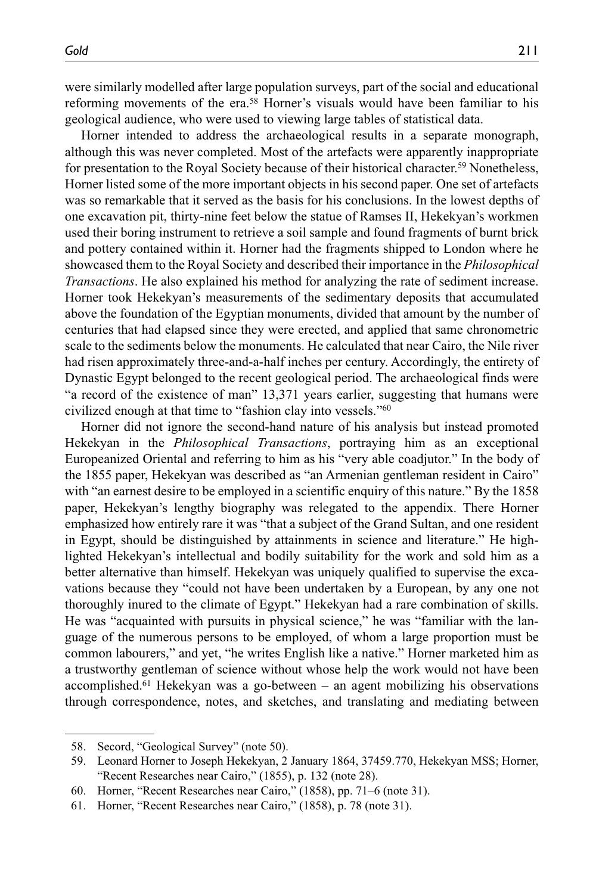were similarly modelled after large population surveys, part of the social and educational reforming movements of the era.[58] Horner's visuals would have been familiar to his geological audience, who were used to viewing large tables of statistical data.

Horner intended to address the archaeological results in a separate monograph, although this was never completed. Most of the artefacts were apparently inappropriate for presentation to the Royal Society because of their historical character.[59] Nonetheless, Horner listed some of the more important objects in his second paper. One set of artefacts was so remarkable that it served as the basis for his conclusions. In the lowest depths of one excavation pit, thirty-nine feet below the statue of Ramses II, Hekekyan's workmen used their boring instrument to retrieve a soil sample and found fragments of burnt brick and pottery contained within it. Horner had the fragments shipped to London where he showcased them to the Royal Society and described their importance in the *Philosophical Transactions*. He also explained his method for analyzing the rate of sediment increase. Horner took Hekekyan's measurements of the sedimentary deposits that accumulated above the foundation of the Egyptian monuments, divided that amount by the number of centuries that had elapsed since they were erected, and applied that same chronometric scale to the sediments below the monuments. He calculated that near Cairo, the Nile river had risen approximately three-and-a-half inches per century. Accordingly, the entirety of Dynastic Egypt belonged to the recent geological period. The archaeological finds were "a record of the existence of man" 13,371 years earlier, suggesting that humans were civilized enough at that time to "fashion clay into vessels."[60]

Horner did not ignore the second-hand nature of his analysis but instead promoted Hekekyan in the *Philosophical Transactions*, portraying him as an exceptional Europeanized Oriental and referring to him as his "very able coadjutor." In the body of the 1855 paper, Hekekyan was described as "an Armenian gentleman resident in Cairo" with "an earnest desire to be employed in a scientific enquiry of this nature." By the 1858 paper, Hekekyan's lengthy biography was relegated to the appendix. There Horner emphasized how entirely rare it was "that a subject of the Grand Sultan, and one resident in Egypt, should be distinguished by attainments in science and literature." He highlighted Hekekyan's intellectual and bodily suitability for the work and sold him as a better alternative than himself. Hekekyan was uniquely qualified to supervise the excavations because they "could not have been undertaken by a European, by any one not thoroughly inured to the climate of Egypt." Hekekyan had a rare combination of skills. He was "acquainted with pursuits in physical science," he was "familiar with the language of the numerous persons to be employed, of whom a large proportion must be common labourers," and yet, "he writes English like a native." Horner marketed him as a trustworthy gentleman of science without whose help the work would not have been accomplished.[61] Hekekyan was a go-between – an agent mobilizing his observations through correspondence, notes, and sketches, and translating and mediating between

58. Secord, "Geological Survey" (note 50).
59. Leonard Horner to Joseph Hekekyan, 2 January 1864, 37459.770, Hekekyan MSS; Horner, "Recent Researches near Cairo," (1855), p. 132 (note 28).
60. Horner, "Recent Researches near Cairo," (1858), pp. 71–6 (note 31).
61. Horner, "Recent Researches near Cairo," (1858), p. 78 (note 31).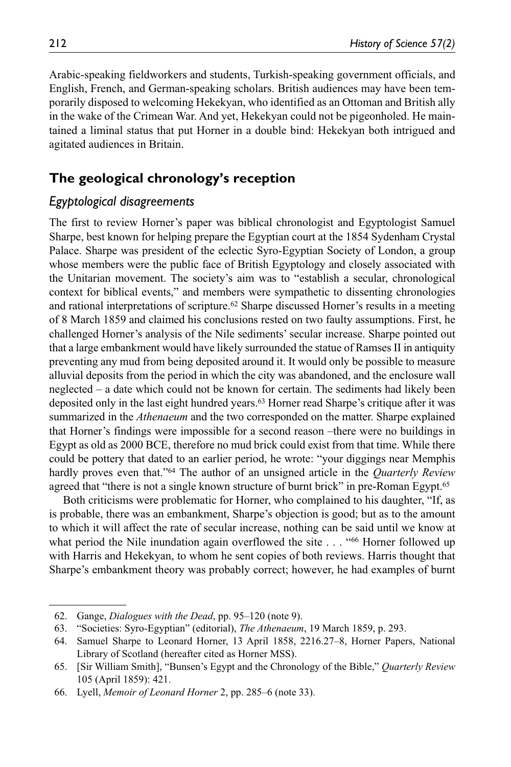Arabic-speaking fieldworkers and students, Turkish-speaking government officials, and English, French, and German-speaking scholars. British audiences may have been temporarily disposed to welcoming Hekekyan, who identified as an Ottoman and British ally in the wake of the Crimean War. And yet, Hekekyan could not be pigeonholed. He maintained a liminal status that put Horner in a double bind: Hekekyan both intrigued and agitated audiences in Britain.

## The geological chronology's reception

### *Egyptological disagreements*

The first to review Horner's paper was biblical chronologist and Egyptologist Samuel Sharpe, best known for helping prepare the Egyptian court at the 1854 Sydenham Crystal Palace. Sharpe was president of the eclectic Syro-Egyptian Society of London, a group whose members were the public face of British Egyptology and closely associated with the Unitarian movement. The society's aim was to "establish a secular, chronological context for biblical events," and members were sympathetic to dissenting chronologies and rational interpretations of scripture.[62] Sharpe discussed Horner's results in a meeting of 8 March 1859 and claimed his conclusions rested on two faulty assumptions. First, he challenged Horner's analysis of the Nile sediments' secular increase. Sharpe pointed out that a large embankment would have likely surrounded the statue of Ramses II in antiquity preventing any mud from being deposited around it. It would only be possible to measure alluvial deposits from the period in which the city was abandoned, and the enclosure wall neglected – a date which could not be known for certain. The sediments had likely been deposited only in the last eight hundred years.[63] Horner read Sharpe's critique after it was summarized in the *Athenaeum* and the two corresponded on the matter. Sharpe explained that Horner's findings were impossible for a second reason –there were no buildings in Egypt as old as 2000 BCE, therefore no mud brick could exist from that time. While there could be pottery that dated to an earlier period, he wrote: "your diggings near Memphis hardly proves even that."[64] The author of an unsigned article in the *Quarterly Review* agreed that "there is not a single known structure of burnt brick" in pre-Roman Egypt.[65]

Both criticisms were problematic for Horner, who complained to his daughter, "If, as is probable, there was an embankment, Sharpe's objection is good; but as to the amount to which it will affect the rate of secular increase, nothing can be said until we know at what period the Nile inundation again overflowed the site . . . "[66] Horner followed up with Harris and Hekekyan, to whom he sent copies of both reviews. Harris thought that Sharpe's embankment theory was probably correct; however, he had examples of burnt

62. Gange, *Dialogues with the Dead*, pp. 95–120 (note 9).

63. "Societies: Syro-Egyptian" (editorial), *The Athenaeum*, 19 March 1859, p. 293.

64. Samuel Sharpe to Leonard Horner, 13 April 1858, 2216.27–8, Horner Papers, National Library of Scotland (hereafter cited as Horner MSS).

65. [Sir William Smith], "Bunsen's Egypt and the Chronology of the Bible," *Quarterly Review* 105 (April 1859): 421.

66. Lyell, *Memoir of Leonard Horner* 2, pp. 285–6 (note 33).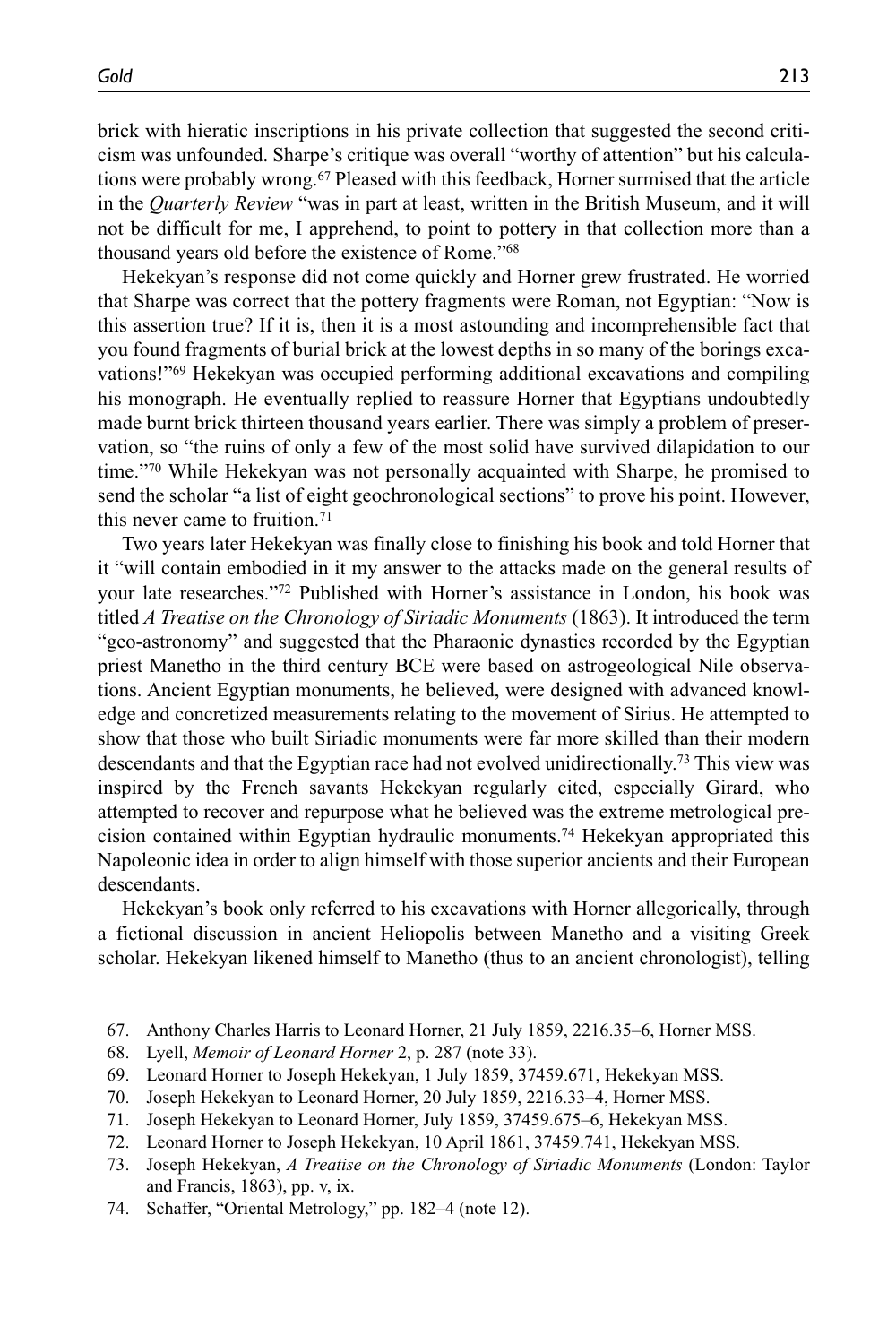brick with hieratic inscriptions in his private collection that suggested the second criticism was unfounded. Sharpe's critique was overall "worthy of attention" but his calculations were probably wrong.[67] Pleased with this feedback, Horner surmised that the article in the *Quarterly Review* "was in part at least, written in the British Museum, and it will not be difficult for me, I apprehend, to point to pottery in that collection more than a thousand years old before the existence of Rome."[68]

Hekekyan's response did not come quickly and Horner grew frustrated. He worried that Sharpe was correct that the pottery fragments were Roman, not Egyptian: "Now is this assertion true? If it is, then it is a most astounding and incomprehensible fact that you found fragments of burial brick at the lowest depths in so many of the borings excavations!"[69] Hekekyan was occupied performing additional excavations and compiling his monograph. He eventually replied to reassure Horner that Egyptians undoubtedly made burnt brick thirteen thousand years earlier. There was simply a problem of preservation, so "the ruins of only a few of the most solid have survived dilapidation to our time."[70] While Hekekyan was not personally acquainted with Sharpe, he promised to send the scholar "a list of eight geochronological sections" to prove his point. However, this never came to fruition.[71]

Two years later Hekekyan was finally close to finishing his book and told Horner that it "will contain embodied in it my answer to the attacks made on the general results of your late researches."[72] Published with Horner's assistance in London, his book was titled *A Treatise on the Chronology of Siriadic Monuments* (1863). It introduced the term "geo-astronomy" and suggested that the Pharaonic dynasties recorded by the Egyptian priest Manetho in the third century BCE were based on astrogeological Nile observations. Ancient Egyptian monuments, he believed, were designed with advanced knowledge and concretized measurements relating to the movement of Sirius. He attempted to show that those who built Siriadic monuments were far more skilled than their modern descendants and that the Egyptian race had not evolved unidirectionally.[73] This view was inspired by the French savants Hekekyan regularly cited, especially Girard, who attempted to recover and repurpose what he believed was the extreme metrological precision contained within Egyptian hydraulic monuments.[74] Hekekyan appropriated this Napoleonic idea in order to align himself with those superior ancients and their European descendants.

Hekekyan's book only referred to his excavations with Horner allegorically, through a fictional discussion in ancient Heliopolis between Manetho and a visiting Greek scholar. Hekekyan likened himself to Manetho (thus to an ancient chronologist), telling

67. Anthony Charles Harris to Leonard Horner, 21 July 1859, 2216.35–6, Horner MSS.
68. Lyell, *Memoir of Leonard Horner* 2, p. 287 (note 33).
69. Leonard Horner to Joseph Hekekyan, 1 July 1859, 37459.671, Hekekyan MSS.
70. Joseph Hekekyan to Leonard Horner, 20 July 1859, 2216.33–4, Horner MSS.
71. Joseph Hekekyan to Leonard Horner, July 1859, 37459.675–6, Hekekyan MSS.
72. Leonard Horner to Joseph Hekekyan, 10 April 1861, 37459.741, Hekekyan MSS.
73. Joseph Hekekyan, *A Treatise on the Chronology of Siriadic Monuments* (London: Taylor and Francis, 1863), pp. v, ix.
74. Schaffer, "Oriental Metrology," pp. 182–4 (note 12).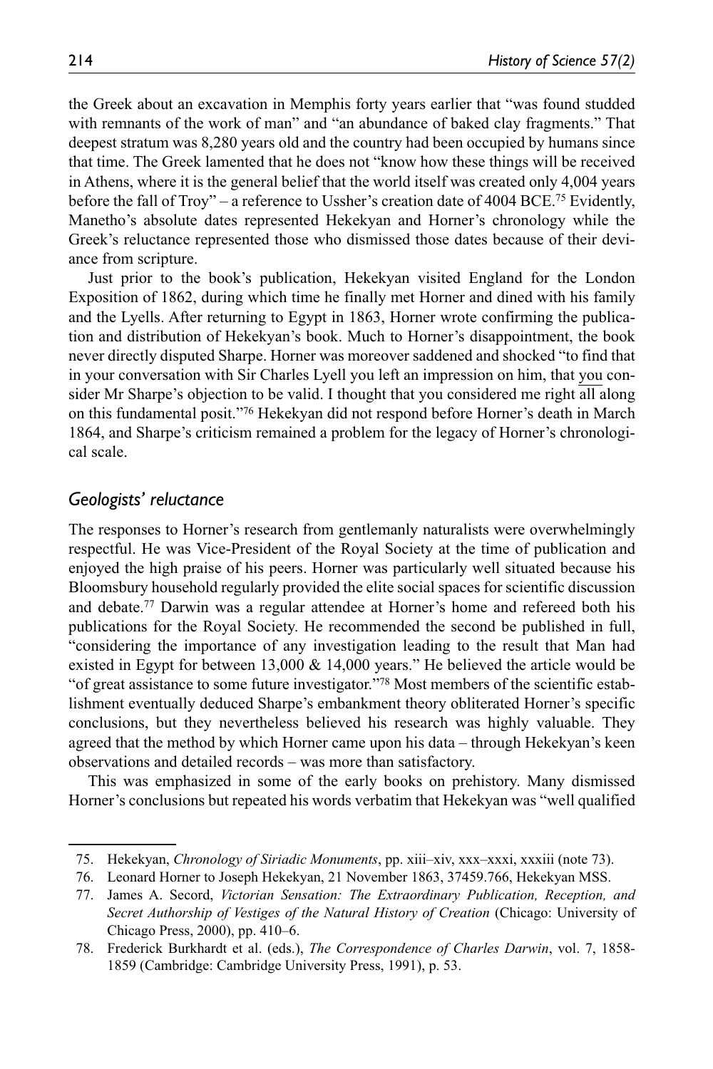the Greek about an excavation in Memphis forty years earlier that "was found studded with remnants of the work of man" and "an abundance of baked clay fragments." That deepest stratum was 8,280 years old and the country had been occupied by humans since that time. The Greek lamented that he does not "know how these things will be received in Athens, where it is the general belief that the world itself was created only 4,004 years before the fall of Troy" – a reference to Ussher's creation date of 4004 BCE.[75] Evidently, Manetho's absolute dates represented Hekekyan and Horner's chronology while the Greek's reluctance represented those who dismissed those dates because of their deviance from scripture.

Just prior to the book's publication, Hekekyan visited England for the London Exposition of 1862, during which time he finally met Horner and dined with his family and the Lyells. After returning to Egypt in 1863, Horner wrote confirming the publication and distribution of Hekekyan's book. Much to Horner's disappointment, the book never directly disputed Sharpe. Horner was moreover saddened and shocked "to find that in your conversation with Sir Charles Lyell you left an impression on him, that you consider Mr Sharpe's objection to be valid. I thought that you considered me right all along on this fundamental posit."[76] Hekekyan did not respond before Horner's death in March 1864, and Sharpe's criticism remained a problem for the legacy of Horner's chronological scale.

## *Geologists' reluctance*

The responses to Horner's research from gentlemanly naturalists were overwhelmingly respectful. He was Vice-President of the Royal Society at the time of publication and enjoyed the high praise of his peers. Horner was particularly well situated because his Bloomsbury household regularly provided the elite social spaces for scientific discussion and debate.[77] Darwin was a regular attendee at Horner's home and refereed both his publications for the Royal Society. He recommended the second be published in full, "considering the importance of any investigation leading to the result that Man had existed in Egypt for between 13,000 & 14,000 years." He believed the article would be "of great assistance to some future investigator."[78] Most members of the scientific establishment eventually deduced Sharpe's embankment theory obliterated Horner's specific conclusions, but they nevertheless believed his research was highly valuable. They agreed that the method by which Horner came upon his data – through Hekekyan's keen observations and detailed records – was more than satisfactory.

This was emphasized in some of the early books on prehistory. Many dismissed Horner's conclusions but repeated his words verbatim that Hekekyan was "well qualified

75. Hekekyan, *Chronology of Siriadic Monuments*, pp. xiii–xiv, xxx–xxxi, xxxiii (note 73).

76. Leonard Horner to Joseph Hekekyan, 21 November 1863, 37459.766, Hekekyan MSS.

77. James A. Secord, *Victorian Sensation: The Extraordinary Publication, Reception, and Secret Authorship of Vestiges of the Natural History of Creation* (Chicago: University of Chicago Press, 2000), pp. 410–6.

78. Frederick Burkhardt et al. (eds.), *The Correspondence of Charles Darwin*, vol. 7, 1858-1859 (Cambridge: Cambridge University Press, 1991), p. 53.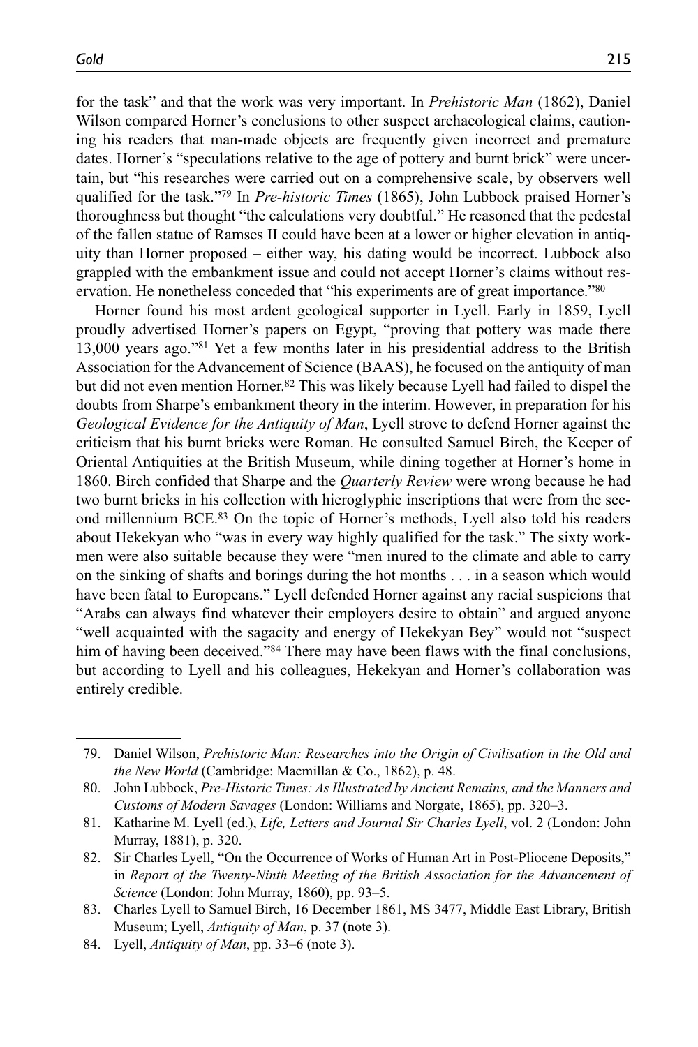for the task" and that the work was very important. In *Prehistoric Man* (1862), Daniel Wilson compared Horner's conclusions to other suspect archaeological claims, cautioning his readers that man-made objects are frequently given incorrect and premature dates. Horner's "speculations relative to the age of pottery and burnt brick" were uncertain, but "his researches were carried out on a comprehensive scale, by observers well qualified for the task."[79] In *Pre-historic Times* (1865), John Lubbock praised Horner's thoroughness but thought "the calculations very doubtful." He reasoned that the pedestal of the fallen statue of Ramses II could have been at a lower or higher elevation in antiquity than Horner proposed – either way, his dating would be incorrect. Lubbock also grappled with the embankment issue and could not accept Horner's claims without reservation. He nonetheless conceded that "his experiments are of great importance."[80]

Horner found his most ardent geological supporter in Lyell. Early in 1859, Lyell proudly advertised Horner's papers on Egypt, "proving that pottery was made there 13,000 years ago."[81] Yet a few months later in his presidential address to the British Association for the Advancement of Science (BAAS), he focused on the antiquity of man but did not even mention Horner.[82] This was likely because Lyell had failed to dispel the doubts from Sharpe's embankment theory in the interim. However, in preparation for his *Geological Evidence for the Antiquity of Man*, Lyell strove to defend Horner against the criticism that his burnt bricks were Roman. He consulted Samuel Birch, the Keeper of Oriental Antiquities at the British Museum, while dining together at Horner's home in 1860. Birch confided that Sharpe and the *Quarterly Review* were wrong because he had two burnt bricks in his collection with hieroglyphic inscriptions that were from the second millennium BCE.[83] On the topic of Horner's methods, Lyell also told his readers about Hekekyan who "was in every way highly qualified for the task." The sixty workmen were also suitable because they were "men inured to the climate and able to carry on the sinking of shafts and borings during the hot months . . . in a season which would have been fatal to Europeans." Lyell defended Horner against any racial suspicions that "Arabs can always find whatever their employers desire to obtain" and argued anyone "well acquainted with the sagacity and energy of Hekekyan Bey" would not "suspect him of having been deceived."[84] There may have been flaws with the final conclusions, but according to Lyell and his colleagues, Hekekyan and Horner's collaboration was entirely credible.

79. Daniel Wilson, *Prehistoric Man: Researches into the Origin of Civilisation in the Old and the New World* (Cambridge: Macmillan & Co., 1862), p. 48.
80. John Lubbock, *Pre-Historic Times: As Illustrated by Ancient Remains, and the Manners and Customs of Modern Savages* (London: Williams and Norgate, 1865), pp. 320–3.
81. Katharine M. Lyell (ed.), *Life, Letters and Journal Sir Charles Lyell*, vol. 2 (London: John Murray, 1881), p. 320.
82. Sir Charles Lyell, "On the Occurrence of Works of Human Art in Post-Pliocene Deposits," in *Report of the Twenty-Ninth Meeting of the British Association for the Advancement of Science* (London: John Murray, 1860), pp. 93–5.
83. Charles Lyell to Samuel Birch, 16 December 1861, MS 3477, Middle East Library, British Museum; Lyell, *Antiquity of Man*, p. 37 (note 3).
84. Lyell, *Antiquity of Man*, pp. 33–6 (note 3).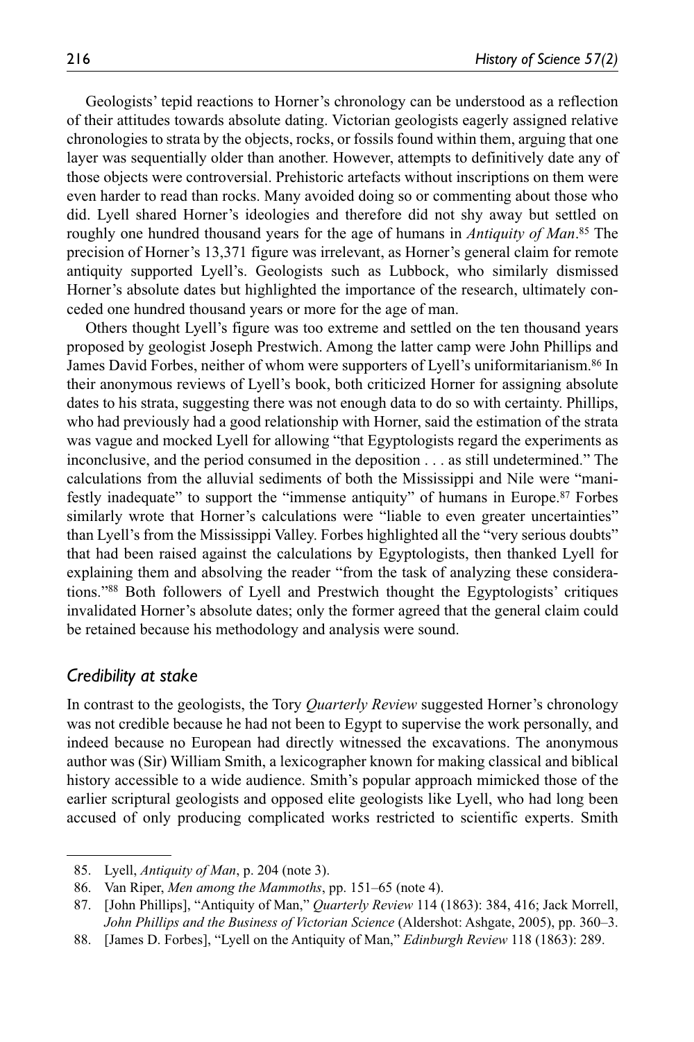Geologists' tepid reactions to Horner's chronology can be understood as a reflection of their attitudes towards absolute dating. Victorian geologists eagerly assigned relative chronologies to strata by the objects, rocks, or fossils found within them, arguing that one layer was sequentially older than another. However, attempts to definitively date any of those objects were controversial. Prehistoric artefacts without inscriptions on them were even harder to read than rocks. Many avoided doing so or commenting about those who did. Lyell shared Horner's ideologies and therefore did not shy away but settled on roughly one hundred thousand years for the age of humans in *Antiquity of Man*.[85] The precision of Horner's 13,371 figure was irrelevant, as Horner's general claim for remote antiquity supported Lyell's. Geologists such as Lubbock, who similarly dismissed Horner's absolute dates but highlighted the importance of the research, ultimately conceded one hundred thousand years or more for the age of man.

Others thought Lyell's figure was too extreme and settled on the ten thousand years proposed by geologist Joseph Prestwich. Among the latter camp were John Phillips and James David Forbes, neither of whom were supporters of Lyell's uniformitarianism.[86] In their anonymous reviews of Lyell's book, both criticized Horner for assigning absolute dates to his strata, suggesting there was not enough data to do so with certainty. Phillips, who had previously had a good relationship with Horner, said the estimation of the strata was vague and mocked Lyell for allowing "that Egyptologists regard the experiments as inconclusive, and the period consumed in the deposition . . . as still undetermined." The calculations from the alluvial sediments of both the Mississippi and Nile were "manifestly inadequate" to support the "immense antiquity" of humans in Europe.[87] Forbes similarly wrote that Horner's calculations were "liable to even greater uncertainties" than Lyell's from the Mississippi Valley. Forbes highlighted all the "very serious doubts" that had been raised against the calculations by Egyptologists, then thanked Lyell for explaining them and absolving the reader "from the task of analyzing these considerations."[88] Both followers of Lyell and Prestwich thought the Egyptologists' critiques invalidated Horner's absolute dates; only the former agreed that the general claim could be retained because his methodology and analysis were sound.

## *Credibility at stake*

In contrast to the geologists, the Tory *Quarterly Review* suggested Horner's chronology was not credible because he had not been to Egypt to supervise the work personally, and indeed because no European had directly witnessed the excavations. The anonymous author was (Sir) William Smith, a lexicographer known for making classical and biblical history accessible to a wide audience. Smith's popular approach mimicked those of the earlier scriptural geologists and opposed elite geologists like Lyell, who had long been accused of only producing complicated works restricted to scientific experts. Smith

---

85. Lyell, *Antiquity of Man*, p. 204 (note 3).
86. Van Riper, *Men among the Mammoths*, pp. 151–65 (note 4).
87. [John Phillips], "Antiquity of Man," *Quarterly Review* 114 (1863): 384, 416; Jack Morrell, *John Phillips and the Business of Victorian Science* (Aldershot: Ashgate, 2005), pp. 360–3.
88. [James D. Forbes], "Lyell on the Antiquity of Man," *Edinburgh Review* 118 (1863): 289.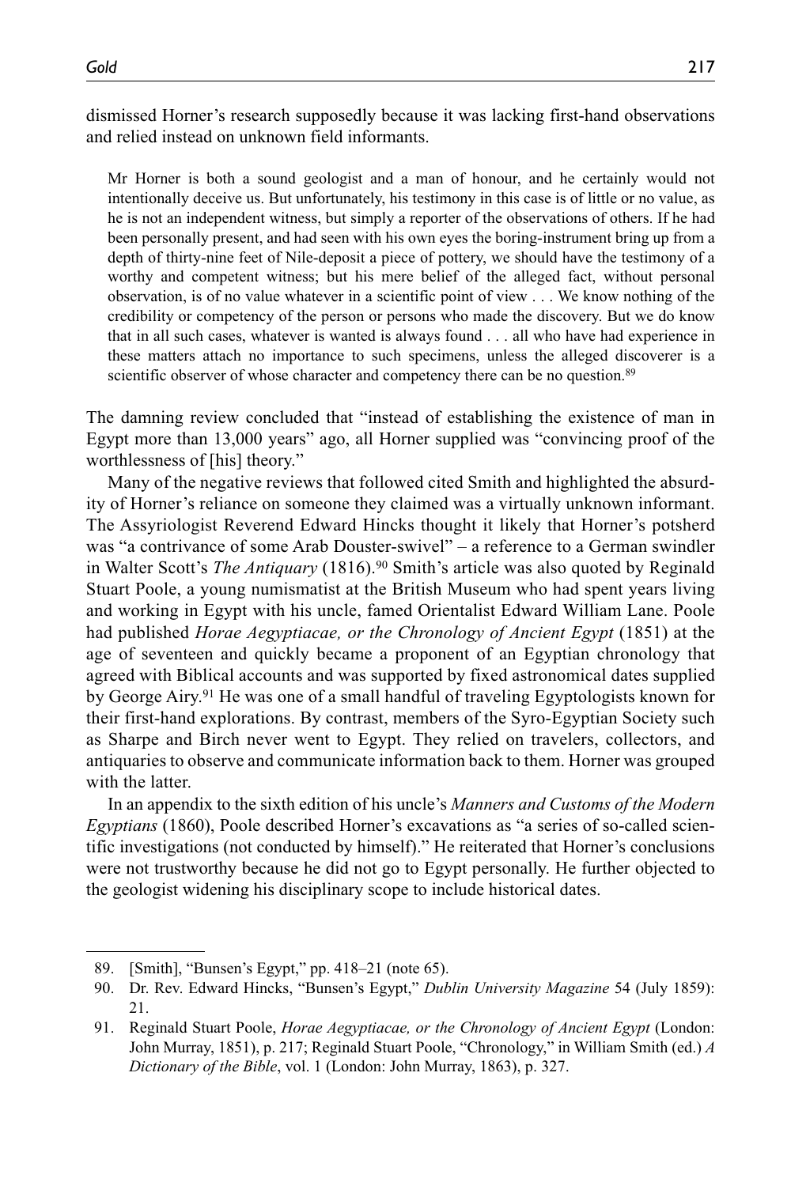dismissed Horner's research supposedly because it was lacking first-hand observations and relied instead on unknown field informants.

> Mr Horner is both a sound geologist and a man of honour, and he certainly would not intentionally deceive us. But unfortunately, his testimony in this case is of little or no value, as he is not an independent witness, but simply a reporter of the observations of others. If he had been personally present, and had seen with his own eyes the boring-instrument bring up from a depth of thirty-nine feet of Nile-deposit a piece of pottery, we should have the testimony of a worthy and competent witness; but his mere belief of the alleged fact, without personal observation, is of no value whatever in a scientific point of view . . . We know nothing of the credibility or competency of the person or persons who made the discovery. But we do know that in all such cases, whatever is wanted is always found . . . all who have had experience in these matters attach no importance to such specimens, unless the alleged discoverer is a scientific observer of whose character and competency there can be no question.[89]

The damning review concluded that "instead of establishing the existence of man in Egypt more than 13,000 years" ago, all Horner supplied was "convincing proof of the worthlessness of [his] theory."

Many of the negative reviews that followed cited Smith and highlighted the absurdity of Horner's reliance on someone they claimed was a virtually unknown informant. The Assyriologist Reverend Edward Hincks thought it likely that Horner's potsherd was "a contrivance of some Arab Douster-swivel" – a reference to a German swindler in Walter Scott's *The Antiquary* (1816).[90] Smith's article was also quoted by Reginald Stuart Poole, a young numismatist at the British Museum who had spent years living and working in Egypt with his uncle, famed Orientalist Edward William Lane. Poole had published *Horae Aegyptiacae, or the Chronology of Ancient Egypt* (1851) at the age of seventeen and quickly became a proponent of an Egyptian chronology that agreed with Biblical accounts and was supported by fixed astronomical dates supplied by George Airy.[91] He was one of a small handful of traveling Egyptologists known for their first-hand explorations. By contrast, members of the Syro-Egyptian Society such as Sharpe and Birch never went to Egypt. They relied on travelers, collectors, and antiquaries to observe and communicate information back to them. Horner was grouped with the latter.

In an appendix to the sixth edition of his uncle's *Manners and Customs of the Modern Egyptians* (1860), Poole described Horner's excavations as "a series of so-called scientific investigations (not conducted by himself)." He reiterated that Horner's conclusions were not trustworthy because he did not go to Egypt personally. He further objected to the geologist widening his disciplinary scope to include historical dates.

89. [Smith], "Bunsen's Egypt," pp. 418–21 (note 65).
90. Dr. Rev. Edward Hincks, "Bunsen's Egypt," *Dublin University Magazine* 54 (July 1859): 21.
91. Reginald Stuart Poole, *Horae Aegyptiacae, or the Chronology of Ancient Egypt* (London: John Murray, 1851), p. 217; Reginald Stuart Poole, "Chronology," in William Smith (ed.) *A Dictionary of the Bible*, vol. 1 (London: John Murray, 1863), p. 327.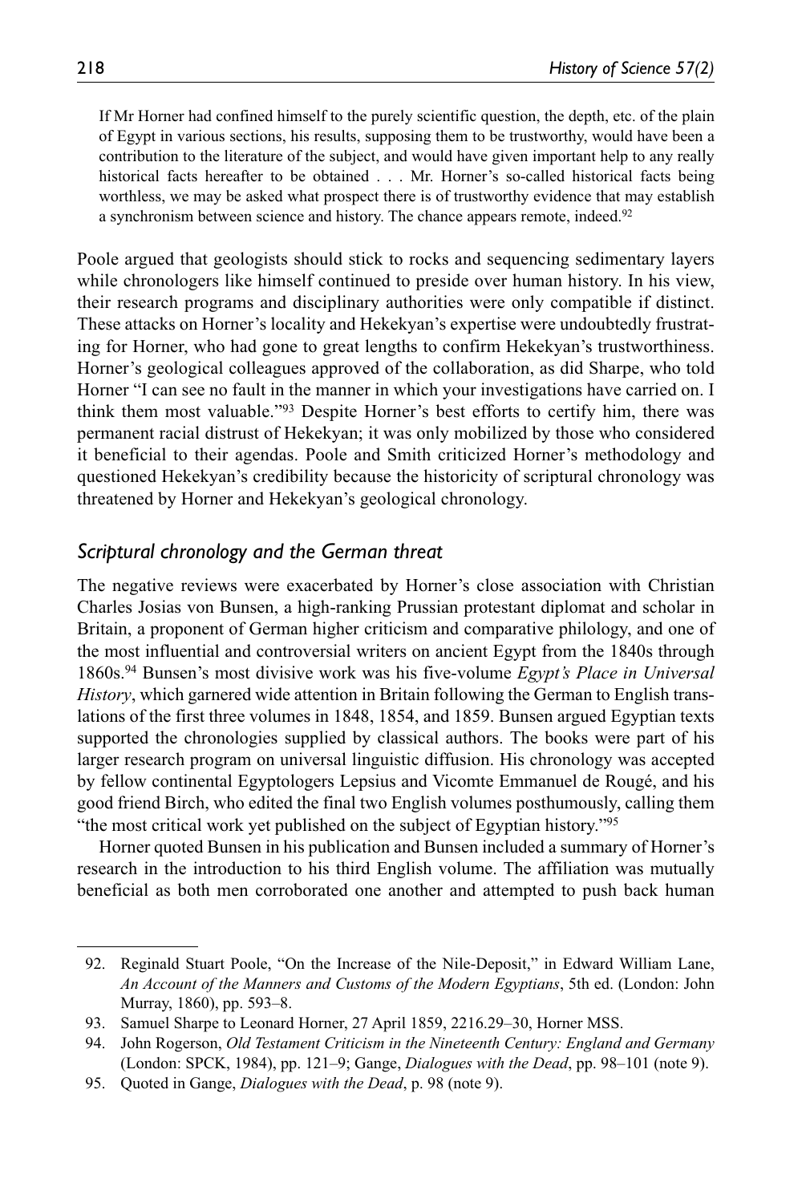> If Mr Horner had confined himself to the purely scientific question, the depth, etc. of the plain of Egypt in various sections, his results, supposing them to be trustworthy, would have been a contribution to the literature of the subject, and would have given important help to any really historical facts hereafter to be obtained . . . Mr. Horner's so-called historical facts being worthless, we may be asked what prospect there is of trustworthy evidence that may establish a synchronism between science and history. The chance appears remote, indeed.[92]

Poole argued that geologists should stick to rocks and sequencing sedimentary layers while chronologers like himself continued to preside over human history. In his view, their research programs and disciplinary authorities were only compatible if distinct. These attacks on Horner's locality and Hekekyan's expertise were undoubtedly frustrating for Horner, who had gone to great lengths to confirm Hekekyan's trustworthiness. Horner's geological colleagues approved of the collaboration, as did Sharpe, who told Horner "I can see no fault in the manner in which your investigations have carried on. I think them most valuable."[93] Despite Horner's best efforts to certify him, there was permanent racial distrust of Hekekyan; it was only mobilized by those who considered it beneficial to their agendas. Poole and Smith criticized Horner's methodology and questioned Hekekyan's credibility because the historicity of scriptural chronology was threatened by Horner and Hekekyan's geological chronology.

## *Scriptural chronology and the German threat*

The negative reviews were exacerbated by Horner's close association with Christian Charles Josias von Bunsen, a high-ranking Prussian protestant diplomat and scholar in Britain, a proponent of German higher criticism and comparative philology, and one of the most influential and controversial writers on ancient Egypt from the 1840s through 1860s.[94] Bunsen's most divisive work was his five-volume *Egypt's Place in Universal History*, which garnered wide attention in Britain following the German to English translations of the first three volumes in 1848, 1854, and 1859. Bunsen argued Egyptian texts supported the chronologies supplied by classical authors. The books were part of his larger research program on universal linguistic diffusion. His chronology was accepted by fellow continental Egyptologers Lepsius and Vicomte Emmanuel de Rougé, and his good friend Birch, who edited the final two English volumes posthumously, calling them "the most critical work yet published on the subject of Egyptian history."[95]

Horner quoted Bunsen in his publication and Bunsen included a summary of Horner's research in the introduction to his third English volume. The affiliation was mutually beneficial as both men corroborated one another and attempted to push back human

92. Reginald Stuart Poole, "On the Increase of the Nile-Deposit," in Edward William Lane, *An Account of the Manners and Customs of the Modern Egyptians*, 5th ed. (London: John Murray, 1860), pp. 593–8.
93. Samuel Sharpe to Leonard Horner, 27 April 1859, 2216.29–30, Horner MSS.
94. John Rogerson, *Old Testament Criticism in the Nineteenth Century: England and Germany* (London: SPCK, 1984), pp. 121–9; Gange, *Dialogues with the Dead*, pp. 98–101 (note 9).
95. Quoted in Gange, *Dialogues with the Dead*, p. 98 (note 9).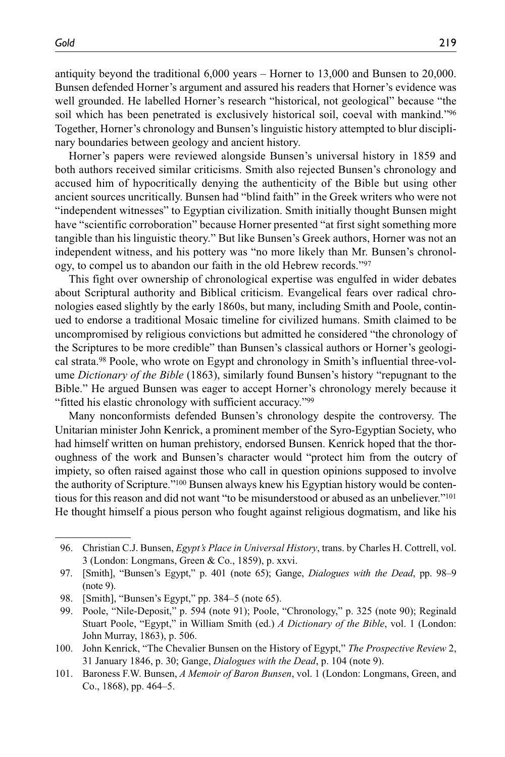antiquity beyond the traditional 6,000 years – Horner to 13,000 and Bunsen to 20,000. Bunsen defended Horner's argument and assured his readers that Horner's evidence was well grounded. He labelled Horner's research "historical, not geological" because "the soil which has been penetrated is exclusively historical soil, coeval with mankind."[96] Together, Horner's chronology and Bunsen's linguistic history attempted to blur disciplinary boundaries between geology and ancient history.

Horner's papers were reviewed alongside Bunsen's universal history in 1859 and both authors received similar criticisms. Smith also rejected Bunsen's chronology and accused him of hypocritically denying the authenticity of the Bible but using other ancient sources uncritically. Bunsen had "blind faith" in the Greek writers who were not "independent witnesses" to Egyptian civilization. Smith initially thought Bunsen might have "scientific corroboration" because Horner presented "at first sight something more tangible than his linguistic theory." But like Bunsen's Greek authors, Horner was not an independent witness, and his pottery was "no more likely than Mr. Bunsen's chronology, to compel us to abandon our faith in the old Hebrew records."[97]

This fight over ownership of chronological expertise was engulfed in wider debates about Scriptural authority and Biblical criticism. Evangelical fears over radical chronologies eased slightly by the early 1860s, but many, including Smith and Poole, continued to endorse a traditional Mosaic timeline for civilized humans. Smith claimed to be uncompromised by religious convictions but admitted he considered "the chronology of the Scriptures to be more credible" than Bunsen's classical authors or Horner's geological strata.[98] Poole, who wrote on Egypt and chronology in Smith's influential three-volume *Dictionary of the Bible* (1863), similarly found Bunsen's history "repugnant to the Bible." He argued Bunsen was eager to accept Horner's chronology merely because it "fitted his elastic chronology with sufficient accuracy."[99]

Many nonconformists defended Bunsen's chronology despite the controversy. The Unitarian minister John Kenrick, a prominent member of the Syro-Egyptian Society, who had himself written on human prehistory, endorsed Bunsen. Kenrick hoped that the thoroughness of the work and Bunsen's character would "protect him from the outcry of impiety, so often raised against those who call in question opinions supposed to involve the authority of Scripture."[100] Bunsen always knew his Egyptian history would be contentious for this reason and did not want "to be misunderstood or abused as an unbeliever."[101] He thought himself a pious person who fought against religious dogmatism, and like his

---

96. Christian C.J. Bunsen, *Egypt's Place in Universal History*, trans. by Charles H. Cottrell, vol. 3 (London: Longmans, Green & Co., 1859), p. xxvi.

97. [Smith], "Bunsen's Egypt," p. 401 (note 65); Gange, *Dialogues with the Dead*, pp. 98–9 (note 9).

98. [Smith], "Bunsen's Egypt," pp. 384–5 (note 65).

99. Poole, "Nile-Deposit," p. 594 (note 91); Poole, "Chronology," p. 325 (note 90); Reginald Stuart Poole, "Egypt," in William Smith (ed.) *A Dictionary of the Bible*, vol. 1 (London: John Murray, 1863), p. 506.

100. John Kenrick, "The Chevalier Bunsen on the History of Egypt," *The Prospective Review* 2, 31 January 1846, p. 30; Gange, *Dialogues with the Dead*, p. 104 (note 9).

101. Baroness F.W. Bunsen, *A Memoir of Baron Bunsen*, vol. 1 (London: Longmans, Green, and Co., 1868), pp. 464–5.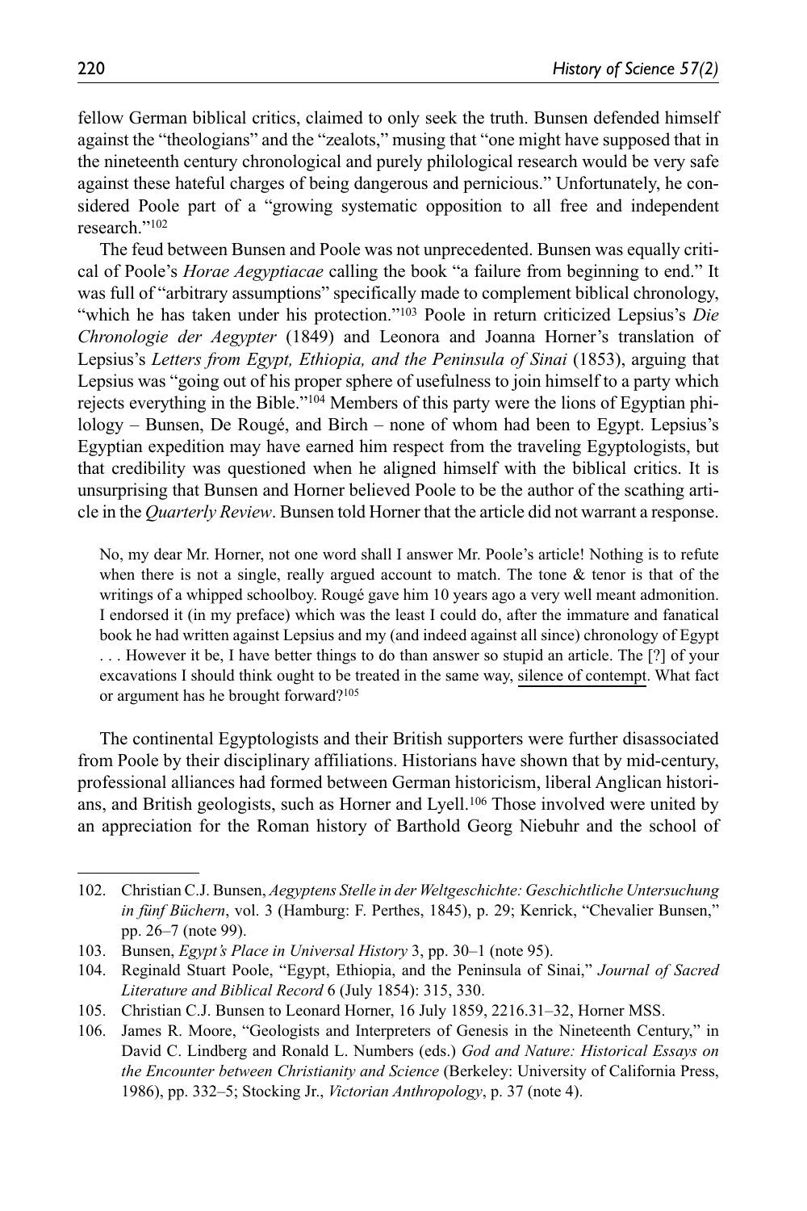fellow German biblical critics, claimed to only seek the truth. Bunsen defended himself against the "theologians" and the "zealots," musing that "one might have supposed that in the nineteenth century chronological and purely philological research would be very safe against these hateful charges of being dangerous and pernicious." Unfortunately, he considered Poole part of a "growing systematic opposition to all free and independent research."[102]

The feud between Bunsen and Poole was not unprecedented. Bunsen was equally critical of Poole's *Horae Aegyptiacae* calling the book "a failure from beginning to end." It was full of "arbitrary assumptions" specifically made to complement biblical chronology, "which he has taken under his protection."[103] Poole in return criticized Lepsius's *Die Chronologie der Aegypter* (1849) and Leonora and Joanna Horner's translation of Lepsius's *Letters from Egypt, Ethiopia, and the Peninsula of Sinai* (1853), arguing that Lepsius was "going out of his proper sphere of usefulness to join himself to a party which rejects everything in the Bible."[104] Members of this party were the lions of Egyptian philology – Bunsen, De Rougé, and Birch – none of whom had been to Egypt. Lepsius's Egyptian expedition may have earned him respect from the traveling Egyptologists, but that credibility was questioned when he aligned himself with the biblical critics. It is unsurprising that Bunsen and Horner believed Poole to be the author of the scathing article in the *Quarterly Review*. Bunsen told Horner that the article did not warrant a response.

> No, my dear Mr. Horner, not one word shall I answer Mr. Poole's article! Nothing is to refute when there is not a single, really argued account to match. The tone & tenor is that of the writings of a whipped schoolboy. Rougé gave him 10 years ago a very well meant admonition. I endorsed it (in my preface) which was the least I could do, after the immature and fanatical book he had written against Lepsius and my (and indeed against all since) chronology of Egypt . . . However it be, I have better things to do than answer so stupid an article. The [?] of your excavations I should think ought to be treated in the same way, silence of contempt. What fact or argument has he brought forward?[105]

The continental Egyptologists and their British supporters were further disassociated from Poole by their disciplinary affiliations. Historians have shown that by mid-century, professional alliances had formed between German historicism, liberal Anglican historians, and British geologists, such as Horner and Lyell.[106] Those involved were united by an appreciation for the Roman history of Barthold Georg Niebuhr and the school of

102. Christian C.J. Bunsen, *Aegyptens Stelle in der Weltgeschichte: Geschichtliche Untersuchung in fünf Büchern*, vol. 3 (Hamburg: F. Perthes, 1845), p. 29; Kenrick, "Chevalier Bunsen," pp. 26–7 (note 99).

103. Bunsen, *Egypt's Place in Universal History* 3, pp. 30–1 (note 95).

104. Reginald Stuart Poole, "Egypt, Ethiopia, and the Peninsula of Sinai," *Journal of Sacred Literature and Biblical Record* 6 (July 1854): 315, 330.

105. Christian C.J. Bunsen to Leonard Horner, 16 July 1859, 2216.31–32, Horner MSS.

106. James R. Moore, "Geologists and Interpreters of Genesis in the Nineteenth Century," in David C. Lindberg and Ronald L. Numbers (eds.) *God and Nature: Historical Essays on the Encounter between Christianity and Science* (Berkeley: University of California Press, 1986), pp. 332–5; Stocking Jr., *Victorian Anthropology*, p. 37 (note 4).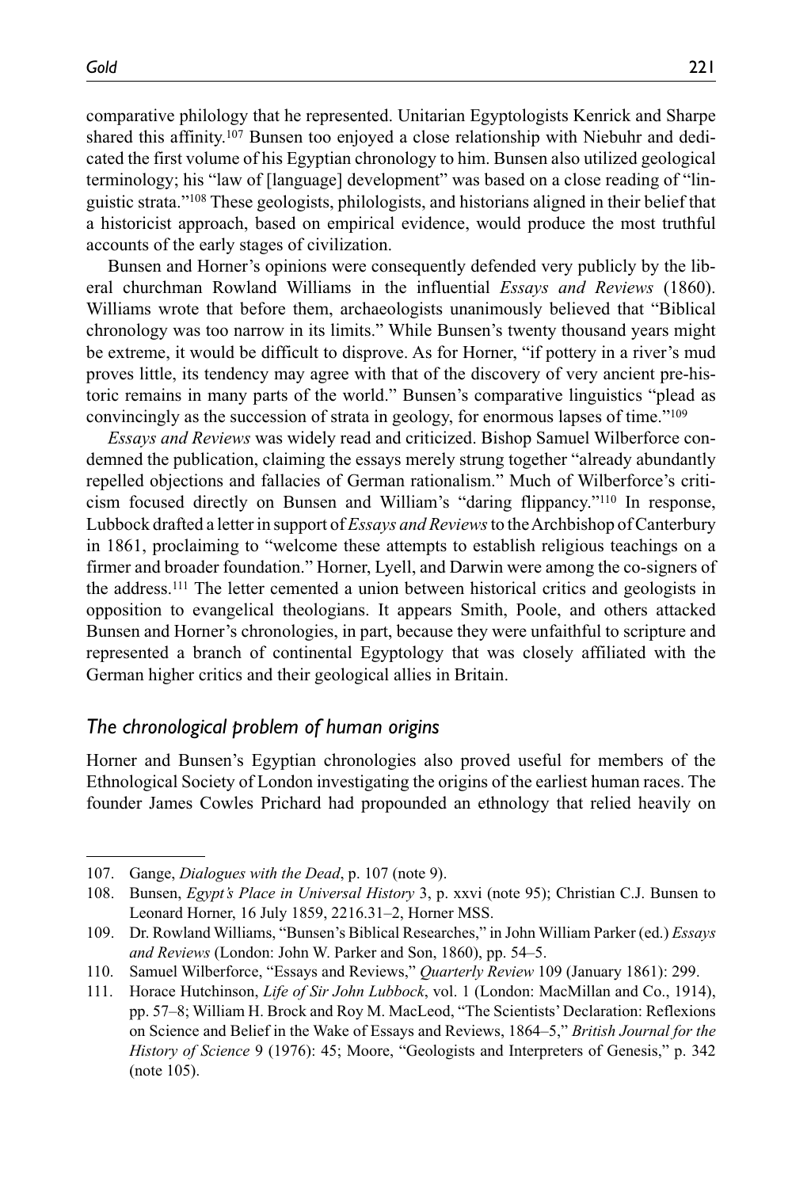comparative philology that he represented. Unitarian Egyptologists Kenrick and Sharpe shared this affinity.[107] Bunsen too enjoyed a close relationship with Niebuhr and dedicated the first volume of his Egyptian chronology to him. Bunsen also utilized geological terminology; his "law of [language] development" was based on a close reading of "linguistic strata."[108] These geologists, philologists, and historians aligned in their belief that a historicist approach, based on empirical evidence, would produce the most truthful accounts of the early stages of civilization.

Bunsen and Horner's opinions were consequently defended very publicly by the liberal churchman Rowland Williams in the influential *Essays and Reviews* (1860). Williams wrote that before them, archaeologists unanimously believed that "Biblical chronology was too narrow in its limits." While Bunsen's twenty thousand years might be extreme, it would be difficult to disprove. As for Horner, "if pottery in a river's mud proves little, its tendency may agree with that of the discovery of very ancient pre-historic remains in many parts of the world." Bunsen's comparative linguistics "plead as convincingly as the succession of strata in geology, for enormous lapses of time."[109]

*Essays and Reviews* was widely read and criticized. Bishop Samuel Wilberforce condemned the publication, claiming the essays merely strung together "already abundantly repelled objections and fallacies of German rationalism." Much of Wilberforce's criticism focused directly on Bunsen and William's "daring flippancy."[110] In response, Lubbock drafted a letter in support of *Essays and Reviews* to the Archbishop of Canterbury in 1861, proclaiming to "welcome these attempts to establish religious teachings on a firmer and broader foundation." Horner, Lyell, and Darwin were among the co-signers of the address.[111] The letter cemented a union between historical critics and geologists in opposition to evangelical theologians. It appears Smith, Poole, and others attacked Bunsen and Horner's chronologies, in part, because they were unfaithful to scripture and represented a branch of continental Egyptology that was closely affiliated with the German higher critics and their geological allies in Britain.

## *The chronological problem of human origins*

Horner and Bunsen's Egyptian chronologies also proved useful for members of the Ethnological Society of London investigating the origins of the earliest human races. The founder James Cowles Prichard had propounded an ethnology that relied heavily on

107. Gange, *Dialogues with the Dead*, p. 107 (note 9).

108. Bunsen, *Egypt's Place in Universal History* 3, p. xxvi (note 95); Christian C.J. Bunsen to Leonard Horner, 16 July 1859, 2216.31–2, Horner MSS.

109. Dr. Rowland Williams, "Bunsen's Biblical Researches," in John William Parker (ed.) *Essays and Reviews* (London: John W. Parker and Son, 1860), pp. 54–5.

110. Samuel Wilberforce, "Essays and Reviews," *Quarterly Review* 109 (January 1861): 299.

111. Horace Hutchinson, *Life of Sir John Lubbock*, vol. 1 (London: MacMillan and Co., 1914), pp. 57–8; William H. Brock and Roy M. MacLeod, "The Scientists' Declaration: Reflexions on Science and Belief in the Wake of Essays and Reviews, 1864–5," *British Journal for the History of Science* 9 (1976): 45; Moore, "Geologists and Interpreters of Genesis," p. 342 (note 105).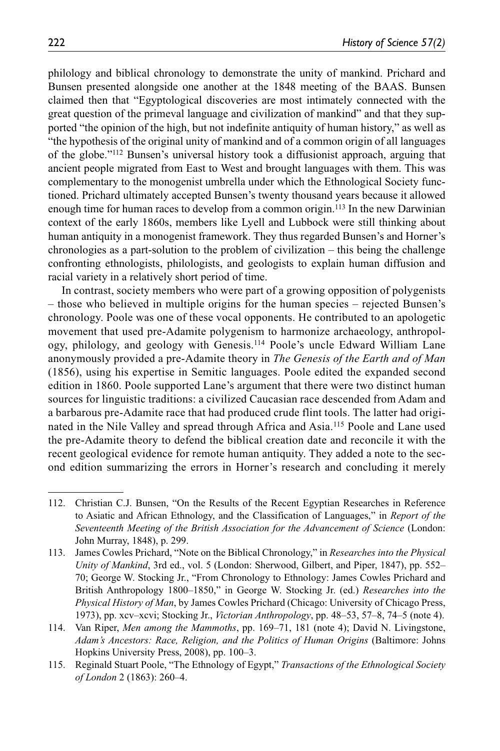philology and biblical chronology to demonstrate the unity of mankind. Prichard and Bunsen presented alongside one another at the 1848 meeting of the BAAS. Bunsen claimed then that "Egyptological discoveries are most intimately connected with the great question of the primeval language and civilization of mankind" and that they supported "the opinion of the high, but not indefinite antiquity of human history," as well as "the hypothesis of the original unity of mankind and of a common origin of all languages of the globe."[112] Bunsen's universal history took a diffusionist approach, arguing that ancient people migrated from East to West and brought languages with them. This was complementary to the monogenist umbrella under which the Ethnological Society functioned. Prichard ultimately accepted Bunsen's twenty thousand years because it allowed enough time for human races to develop from a common origin.[113] In the new Darwinian context of the early 1860s, members like Lyell and Lubbock were still thinking about human antiquity in a monogenist framework. They thus regarded Bunsen's and Horner's chronologies as a part-solution to the problem of civilization – this being the challenge confronting ethnologists, philologists, and geologists to explain human diffusion and racial variety in a relatively short period of time.

In contrast, society members who were part of a growing opposition of polygenists – those who believed in multiple origins for the human species – rejected Bunsen's chronology. Poole was one of these vocal opponents. He contributed to an apologetic movement that used pre-Adamite polygenism to harmonize archaeology, anthropology, philology, and geology with Genesis.[114] Poole's uncle Edward William Lane anonymously provided a pre-Adamite theory in *The Genesis of the Earth and of Man* (1856), using his expertise in Semitic languages. Poole edited the expanded second edition in 1860. Poole supported Lane's argument that there were two distinct human sources for linguistic traditions: a civilized Caucasian race descended from Adam and a barbarous pre-Adamite race that had produced crude flint tools. The latter had originated in the Nile Valley and spread through Africa and Asia.[115] Poole and Lane used the pre-Adamite theory to defend the biblical creation date and reconcile it with the recent geological evidence for remote human antiquity. They added a note to the second edition summarizing the errors in Horner's research and concluding it merely

---

112. Christian C.J. Bunsen, "On the Results of the Recent Egyptian Researches in Reference to Asiatic and African Ethnology, and the Classification of Languages," in *Report of the Seventeenth Meeting of the British Association for the Advancement of Science* (London: John Murray, 1848), p. 299.
113. James Cowles Prichard, "Note on the Biblical Chronology," in *Researches into the Physical Unity of Mankind*, 3rd ed., vol. 5 (London: Sherwood, Gilbert, and Piper, 1847), pp. 552–70; George W. Stocking Jr., "From Chronology to Ethnology: James Cowles Prichard and British Anthropology 1800–1850," in George W. Stocking Jr. (ed.) *Researches into the Physical History of Man*, by James Cowles Prichard (Chicago: University of Chicago Press, 1973), pp. xcv–xcvi; Stocking Jr., *Victorian Anthropology*, pp. 48–53, 57–8, 74–5 (note 4).
114. Van Riper, *Men among the Mammoths*, pp. 169–71, 181 (note 4); David N. Livingstone, *Adam's Ancestors: Race, Religion, and the Politics of Human Origins* (Baltimore: Johns Hopkins University Press, 2008), pp. 100–3.
115. Reginald Stuart Poole, "The Ethnology of Egypt," *Transactions of the Ethnological Society of London* 2 (1863): 260–4.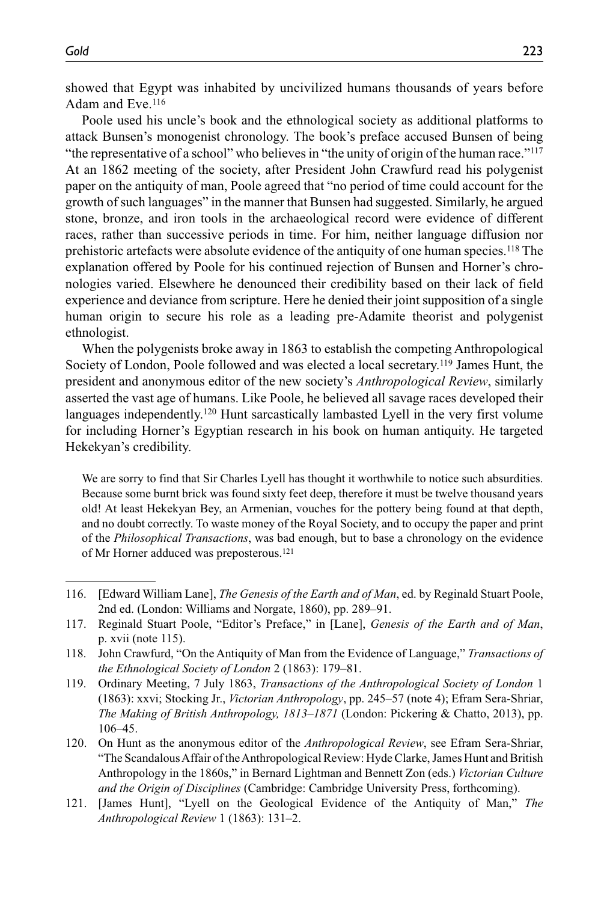showed that Egypt was inhabited by uncivilized humans thousands of years before Adam and Eve.[116]

Poole used his uncle's book and the ethnological society as additional platforms to attack Bunsen's monogenist chronology. The book's preface accused Bunsen of being "the representative of a school" who believes in "the unity of origin of the human race."[117] At an 1862 meeting of the society, after President John Crawfurd read his polygenist paper on the antiquity of man, Poole agreed that "no period of time could account for the growth of such languages" in the manner that Bunsen had suggested. Similarly, he argued stone, bronze, and iron tools in the archaeological record were evidence of different races, rather than successive periods in time. For him, neither language diffusion nor prehistoric artefacts were absolute evidence of the antiquity of one human species.[118] The explanation offered by Poole for his continued rejection of Bunsen and Horner's chronologies varied. Elsewhere he denounced their credibility based on their lack of field experience and deviance from scripture. Here he denied their joint supposition of a single human origin to secure his role as a leading pre-Adamite theorist and polygenist ethnologist.

When the polygenists broke away in 1863 to establish the competing Anthropological Society of London, Poole followed and was elected a local secretary.[119] James Hunt, the president and anonymous editor of the new society's *Anthropological Review*, similarly asserted the vast age of humans. Like Poole, he believed all savage races developed their languages independently.[120] Hunt sarcastically lambasted Lyell in the very first volume for including Horner's Egyptian research in his book on human antiquity. He targeted Hekekyan's credibility.

> We are sorry to find that Sir Charles Lyell has thought it worthwhile to notice such absurdities. Because some burnt brick was found sixty feet deep, therefore it must be twelve thousand years old! At least Hekekyan Bey, an Armenian, vouches for the pottery being found at that depth, and no doubt correctly. To waste money of the Royal Society, and to occupy the paper and print of the *Philosophical Transactions*, was bad enough, but to base a chronology on the evidence of Mr Horner adduced was preposterous.[121]

---

116. [Edward William Lane], *The Genesis of the Earth and of Man*, ed. by Reginald Stuart Poole, 2nd ed. (London: Williams and Norgate, 1860), pp. 289–91.
117. Reginald Stuart Poole, "Editor's Preface," in [Lane], *Genesis of the Earth and of Man*, p. xvii (note 115).
118. John Crawfurd, "On the Antiquity of Man from the Evidence of Language," *Transactions of the Ethnological Society of London* 2 (1863): 179–81.
119. Ordinary Meeting, 7 July 1863, *Transactions of the Anthropological Society of London* 1 (1863): xxvi; Stocking Jr., *Victorian Anthropology*, pp. 245–57 (note 4); Efram Sera-Shriar, *The Making of British Anthropology, 1813–1871* (London: Pickering & Chatto, 2013), pp. 106–45.
120. On Hunt as the anonymous editor of the *Anthropological Review*, see Efram Sera-Shriar, "The Scandalous Affair of the Anthropological Review: Hyde Clarke, James Hunt and British Anthropology in the 1860s," in Bernard Lightman and Bennett Zon (eds.) *Victorian Culture and the Origin of Disciplines* (Cambridge: Cambridge University Press, forthcoming).
121. [James Hunt], "Lyell on the Geological Evidence of the Antiquity of Man," *The Anthropological Review* 1 (1863): 131–2.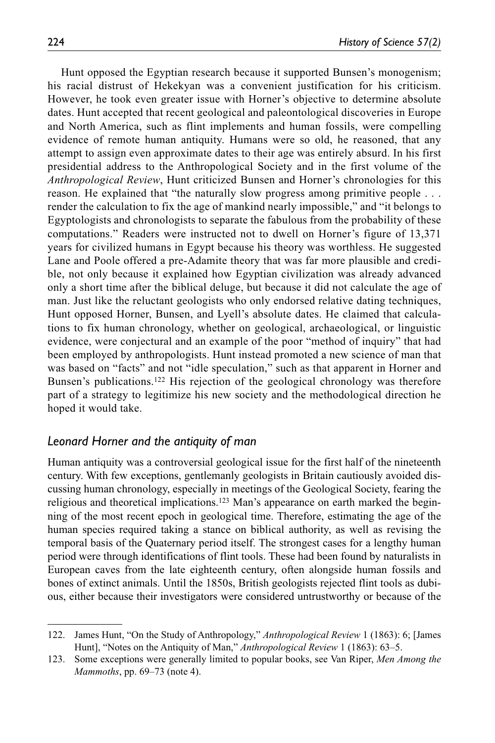Hunt opposed the Egyptian research because it supported Bunsen's monogenism; his racial distrust of Hekekyan was a convenient justification for his criticism. However, he took even greater issue with Horner's objective to determine absolute dates. Hunt accepted that recent geological and paleontological discoveries in Europe and North America, such as flint implements and human fossils, were compelling evidence of remote human antiquity. Humans were so old, he reasoned, that any attempt to assign even approximate dates to their age was entirely absurd. In his first presidential address to the Anthropological Society and in the first volume of the *Anthropological Review*, Hunt criticized Bunsen and Horner's chronologies for this reason. He explained that "the naturally slow progress among primitive people . . . render the calculation to fix the age of mankind nearly impossible," and "it belongs to Egyptologists and chronologists to separate the fabulous from the probability of these computations." Readers were instructed not to dwell on Horner's figure of 13,371 years for civilized humans in Egypt because his theory was worthless. He suggested Lane and Poole offered a pre-Adamite theory that was far more plausible and credible, not only because it explained how Egyptian civilization was already advanced only a short time after the biblical deluge, but because it did not calculate the age of man. Just like the reluctant geologists who only endorsed relative dating techniques, Hunt opposed Horner, Bunsen, and Lyell's absolute dates. He claimed that calculations to fix human chronology, whether on geological, archaeological, or linguistic evidence, were conjectural and an example of the poor "method of inquiry" that had been employed by anthropologists. Hunt instead promoted a new science of man that was based on "facts" and not "idle speculation," such as that apparent in Horner and Bunsen's publications.[122] His rejection of the geological chronology was therefore part of a strategy to legitimize his new society and the methodological direction he hoped it would take.

## *Leonard Horner and the antiquity of man*

Human antiquity was a controversial geological issue for the first half of the nineteenth century. With few exceptions, gentlemanly geologists in Britain cautiously avoided discussing human chronology, especially in meetings of the Geological Society, fearing the religious and theoretical implications.[123] Man's appearance on earth marked the beginning of the most recent epoch in geological time. Therefore, estimating the age of the human species required taking a stance on biblical authority, as well as revising the temporal basis of the Quaternary period itself. The strongest cases for a lengthy human period were through identifications of flint tools. These had been found by naturalists in European caves from the late eighteenth century, often alongside human fossils and bones of extinct animals. Until the 1850s, British geologists rejected flint tools as dubious, either because their investigators were considered untrustworthy or because of the

---

122. James Hunt, "On the Study of Anthropology," *Anthropological Review* 1 (1863): 6; [James Hunt], "Notes on the Antiquity of Man," *Anthropological Review* 1 (1863): 63–5.

123. Some exceptions were generally limited to popular books, see Van Riper, *Men Among the Mammoths*, pp. 69–73 (note 4).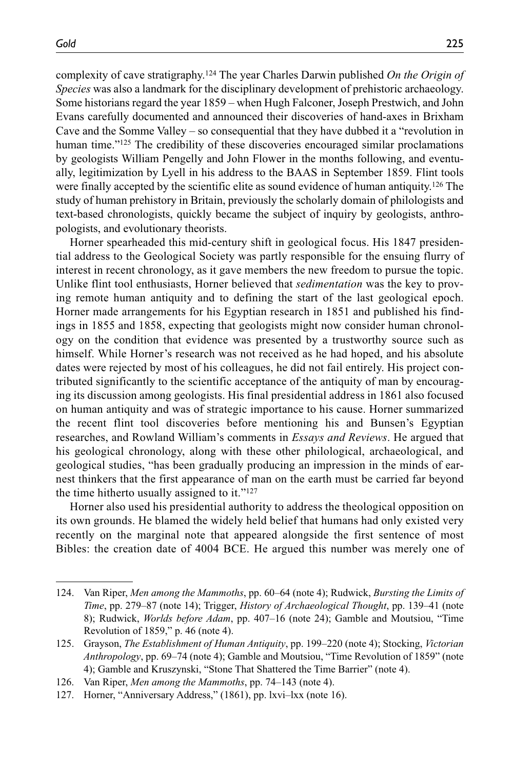complexity of cave stratigraphy.[124] The year Charles Darwin published *On the Origin of Species* was also a landmark for the disciplinary development of prehistoric archaeology. Some historians regard the year 1859 – when Hugh Falconer, Joseph Prestwich, and John Evans carefully documented and announced their discoveries of hand-axes in Brixham Cave and the Somme Valley – so consequential that they have dubbed it a "revolution in human time."[125] The credibility of these discoveries encouraged similar proclamations by geologists William Pengelly and John Flower in the months following, and eventually, legitimization by Lyell in his address to the BAAS in September 1859. Flint tools were finally accepted by the scientific elite as sound evidence of human antiquity.[126] The study of human prehistory in Britain, previously the scholarly domain of philologists and text-based chronologists, quickly became the subject of inquiry by geologists, anthropologists, and evolutionary theorists.

Horner spearheaded this mid-century shift in geological focus. His 1847 presidential address to the Geological Society was partly responsible for the ensuing flurry of interest in recent chronology, as it gave members the new freedom to pursue the topic. Unlike flint tool enthusiasts, Horner believed that *sedimentation* was the key to proving remote human antiquity and to defining the start of the last geological epoch. Horner made arrangements for his Egyptian research in 1851 and published his findings in 1855 and 1858, expecting that geologists might now consider human chronology on the condition that evidence was presented by a trustworthy source such as himself. While Horner's research was not received as he had hoped, and his absolute dates were rejected by most of his colleagues, he did not fail entirely. His project contributed significantly to the scientific acceptance of the antiquity of man by encouraging its discussion among geologists. His final presidential address in 1861 also focused on human antiquity and was of strategic importance to his cause. Horner summarized the recent flint tool discoveries before mentioning his and Bunsen's Egyptian researches, and Rowland William's comments in *Essays and Reviews*. He argued that his geological chronology, along with these other philological, archaeological, and geological studies, "has been gradually producing an impression in the minds of earnest thinkers that the first appearance of man on the earth must be carried far beyond the time hitherto usually assigned to it."[127]

Horner also used his presidential authority to address the theological opposition on its own grounds. He blamed the widely held belief that humans had only existed very recently on the marginal note that appeared alongside the first sentence of most Bibles: the creation date of 4004 BCE. He argued this number was merely one of

124. Van Riper, *Men among the Mammoths*, pp. 60–64 (note 4); Rudwick, *Bursting the Limits of Time*, pp. 279–87 (note 14); Trigger, *History of Archaeological Thought*, pp. 139–41 (note 8); Rudwick, *Worlds before Adam*, pp. 407–16 (note 24); Gamble and Moutsiou, "Time Revolution of 1859," p. 46 (note 4).

125. Grayson, *The Establishment of Human Antiquity*, pp. 199–220 (note 4); Stocking, *Victorian Anthropology*, pp. 69–74 (note 4); Gamble and Moutsiou, "Time Revolution of 1859" (note 4); Gamble and Kruszynski, "Stone That Shattered the Time Barrier" (note 4).

126. Van Riper, *Men among the Mammoths*, pp. 74–143 (note 4).

127. Horner, "Anniversary Address," (1861), pp. lxvi–lxx (note 16).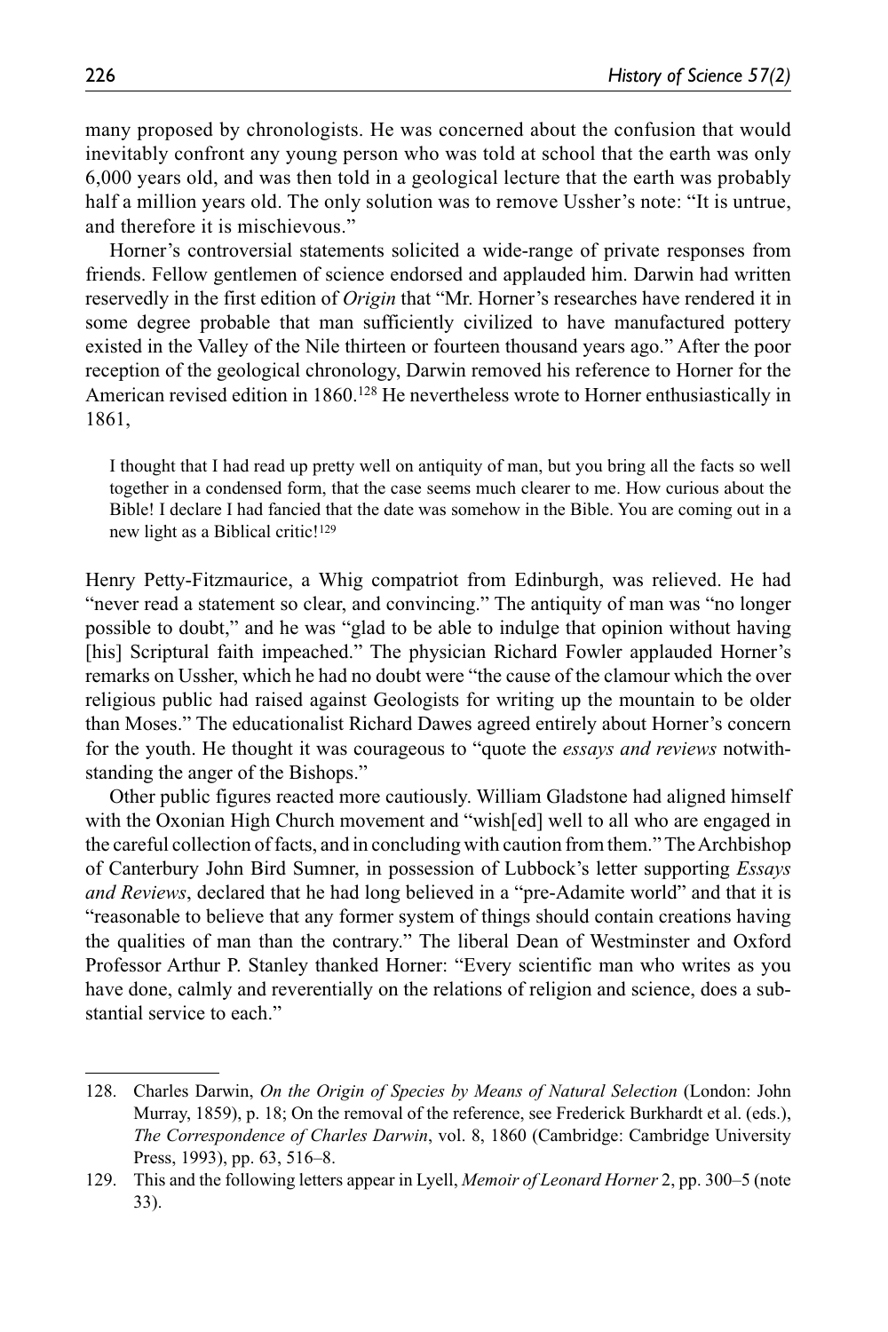many proposed by chronologists. He was concerned about the confusion that would inevitably confront any young person who was told at school that the earth was only 6,000 years old, and was then told in a geological lecture that the earth was probably half a million years old. The only solution was to remove Ussher's note: "It is untrue, and therefore it is mischievous."

Horner's controversial statements solicited a wide-range of private responses from friends. Fellow gentlemen of science endorsed and applauded him. Darwin had written reservedly in the first edition of *Origin* that "Mr. Horner's researches have rendered it in some degree probable that man sufficiently civilized to have manufactured pottery existed in the Valley of the Nile thirteen or fourteen thousand years ago." After the poor reception of the geological chronology, Darwin removed his reference to Horner for the American revised edition in 1860.[128] He nevertheless wrote to Horner enthusiastically in 1861,

> I thought that I had read up pretty well on antiquity of man, but you bring all the facts so well together in a condensed form, that the case seems much clearer to me. How curious about the Bible! I declare I had fancied that the date was somehow in the Bible. You are coming out in a new light as a Biblical critic![129]

Henry Petty-Fitzmaurice, a Whig compatriot from Edinburgh, was relieved. He had "never read a statement so clear, and convincing." The antiquity of man was "no longer possible to doubt," and he was "glad to be able to indulge that opinion without having [his] Scriptural faith impeached." The physician Richard Fowler applauded Horner's remarks on Ussher, which he had no doubt were "the cause of the clamour which the over religious public had raised against Geologists for writing up the mountain to be older than Moses." The educationalist Richard Dawes agreed entirely about Horner's concern for the youth. He thought it was courageous to "quote the *essays and reviews* notwithstanding the anger of the Bishops."

Other public figures reacted more cautiously. William Gladstone had aligned himself with the Oxonian High Church movement and "wish[ed] well to all who are engaged in the careful collection of facts, and in concluding with caution from them." The Archbishop of Canterbury John Bird Sumner, in possession of Lubbock's letter supporting *Essays and Reviews*, declared that he had long believed in a "pre-Adamite world" and that it is "reasonable to believe that any former system of things should contain creations having the qualities of man than the contrary." The liberal Dean of Westminster and Oxford Professor Arthur P. Stanley thanked Horner: "Every scientific man who writes as you have done, calmly and reverentially on the relations of religion and science, does a substantial service to each."

---

128. Charles Darwin, *On the Origin of Species by Means of Natural Selection* (London: John Murray, 1859), p. 18; On the removal of the reference, see Frederick Burkhardt et al. (eds.), *The Correspondence of Charles Darwin*, vol. 8, 1860 (Cambridge: Cambridge University Press, 1993), pp. 63, 516–8.
129. This and the following letters appear in Lyell, *Memoir of Leonard Horner* 2, pp. 300–5 (note 33).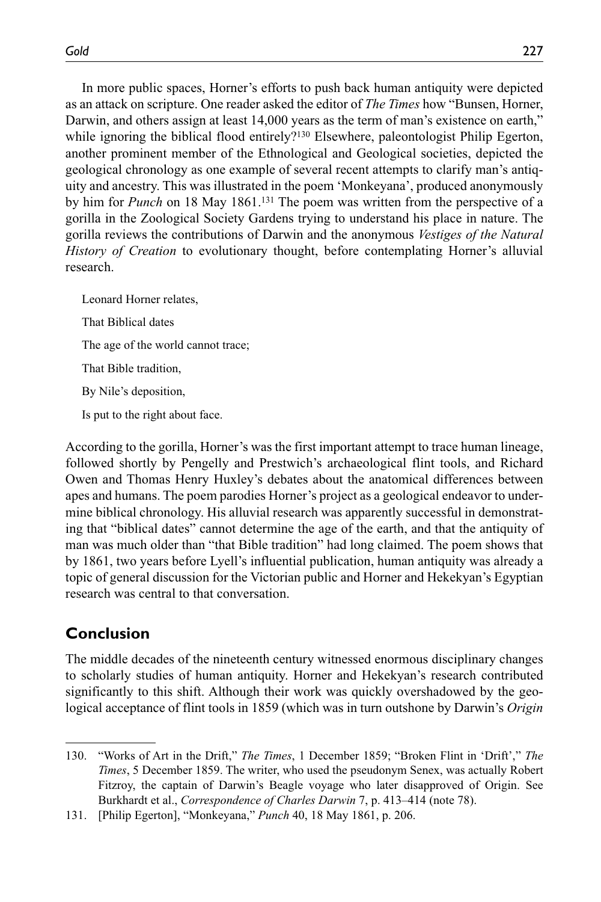In more public spaces, Horner's efforts to push back human antiquity were depicted as an attack on scripture. One reader asked the editor of *The Times* how "Bunsen, Horner, Darwin, and others assign at least 14,000 years as the term of man's existence on earth," while ignoring the biblical flood entirely?[130] Elsewhere, paleontologist Philip Egerton, another prominent member of the Ethnological and Geological societies, depicted the geological chronology as one example of several recent attempts to clarify man's antiquity and ancestry. This was illustrated in the poem 'Monkeyana', produced anonymously by him for *Punch* on 18 May 1861.[131] The poem was written from the perspective of a gorilla in the Zoological Society Gardens trying to understand his place in nature. The gorilla reviews the contributions of Darwin and the anonymous *Vestiges of the Natural History of Creation* to evolutionary thought, before contemplating Horner's alluvial research.

> Leonard Horner relates,
>
> That Biblical dates
>
> The age of the world cannot trace;
>
> That Bible tradition,
>
> By Nile's deposition,
>
> Is put to the right about face.

According to the gorilla, Horner's was the first important attempt to trace human lineage, followed shortly by Pengelly and Prestwich's archaeological flint tools, and Richard Owen and Thomas Henry Huxley's debates about the anatomical differences between apes and humans. The poem parodies Horner's project as a geological endeavor to undermine biblical chronology. His alluvial research was apparently successful in demonstrating that "biblical dates" cannot determine the age of the earth, and that the antiquity of man was much older than "that Bible tradition" had long claimed. The poem shows that by 1861, two years before Lyell's influential publication, human antiquity was already a topic of general discussion for the Victorian public and Horner and Hekekyan's Egyptian research was central to that conversation.

## Conclusion

The middle decades of the nineteenth century witnessed enormous disciplinary changes to scholarly studies of human antiquity. Horner and Hekekyan's research contributed significantly to this shift. Although their work was quickly overshadowed by the geological acceptance of flint tools in 1859 (which was in turn outshone by Darwin's *Origin*

130. "Works of Art in the Drift," *The Times*, 1 December 1859; "Broken Flint in 'Drift'," *The Times*, 5 December 1859. The writer, who used the pseudonym Senex, was actually Robert Fitzroy, the captain of Darwin's Beagle voyage who later disapproved of Origin. See Burkhardt et al., *Correspondence of Charles Darwin* 7, p. 413–414 (note 78).

131. [Philip Egerton], "Monkeyana," *Punch* 40, 18 May 1861, p. 206.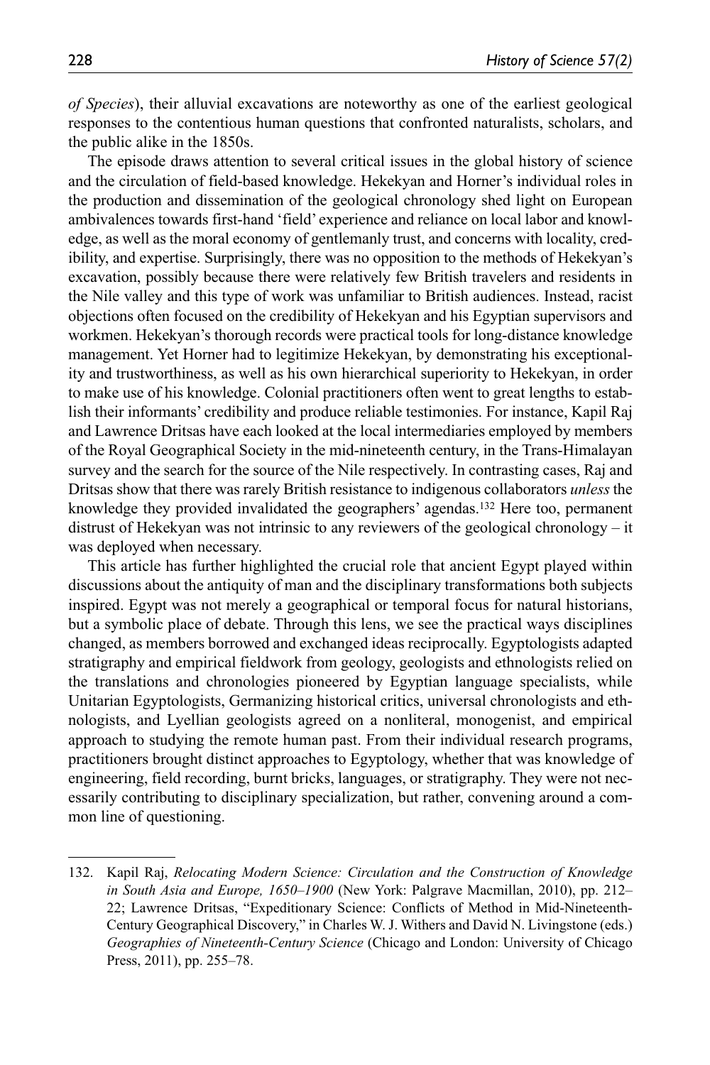*of Species*), their alluvial excavations are noteworthy as one of the earliest geological responses to the contentious human questions that confronted naturalists, scholars, and the public alike in the 1850s.

The episode draws attention to several critical issues in the global history of science and the circulation of field-based knowledge. Hekekyan and Horner's individual roles in the production and dissemination of the geological chronology shed light on European ambivalences towards first-hand 'field' experience and reliance on local labor and knowledge, as well as the moral economy of gentlemanly trust, and concerns with locality, credibility, and expertise. Surprisingly, there was no opposition to the methods of Hekekyan's excavation, possibly because there were relatively few British travelers and residents in the Nile valley and this type of work was unfamiliar to British audiences. Instead, racist objections often focused on the credibility of Hekekyan and his Egyptian supervisors and workmen. Hekekyan's thorough records were practical tools for long-distance knowledge management. Yet Horner had to legitimize Hekekyan, by demonstrating his exceptionality and trustworthiness, as well as his own hierarchical superiority to Hekekyan, in order to make use of his knowledge. Colonial practitioners often went to great lengths to establish their informants' credibility and produce reliable testimonies. For instance, Kapil Raj and Lawrence Dritsas have each looked at the local intermediaries employed by members of the Royal Geographical Society in the mid-nineteenth century, in the Trans-Himalayan survey and the search for the source of the Nile respectively. In contrasting cases, Raj and Dritsas show that there was rarely British resistance to indigenous collaborators *unless* the knowledge they provided invalidated the geographers' agendas.[132] Here too, permanent distrust of Hekekyan was not intrinsic to any reviewers of the geological chronology – it was deployed when necessary.

This article has further highlighted the crucial role that ancient Egypt played within discussions about the antiquity of man and the disciplinary transformations both subjects inspired. Egypt was not merely a geographical or temporal focus for natural historians, but a symbolic place of debate. Through this lens, we see the practical ways disciplines changed, as members borrowed and exchanged ideas reciprocally. Egyptologists adapted stratigraphy and empirical fieldwork from geology, geologists and ethnologists relied on the translations and chronologies pioneered by Egyptian language specialists, while Unitarian Egyptologists, Germanizing historical critics, universal chronologists and ethnologists, and Lyellian geologists agreed on a nonliteral, monogenist, and empirical approach to studying the remote human past. From their individual research programs, practitioners brought distinct approaches to Egyptology, whether that was knowledge of engineering, field recording, burnt bricks, languages, or stratigraphy. They were not necessarily contributing to disciplinary specialization, but rather, convening around a common line of questioning.

132. Kapil Raj, *Relocating Modern Science: Circulation and the Construction of Knowledge in South Asia and Europe, 1650–1900* (New York: Palgrave Macmillan, 2010), pp. 212–22; Lawrence Dritsas, "Expeditionary Science: Conflicts of Method in Mid-Nineteenth-Century Geographical Discovery," in Charles W. J. Withers and David N. Livingstone (eds.) *Geographies of Nineteenth-Century Science* (Chicago and London: University of Chicago Press, 2011), pp. 255–78.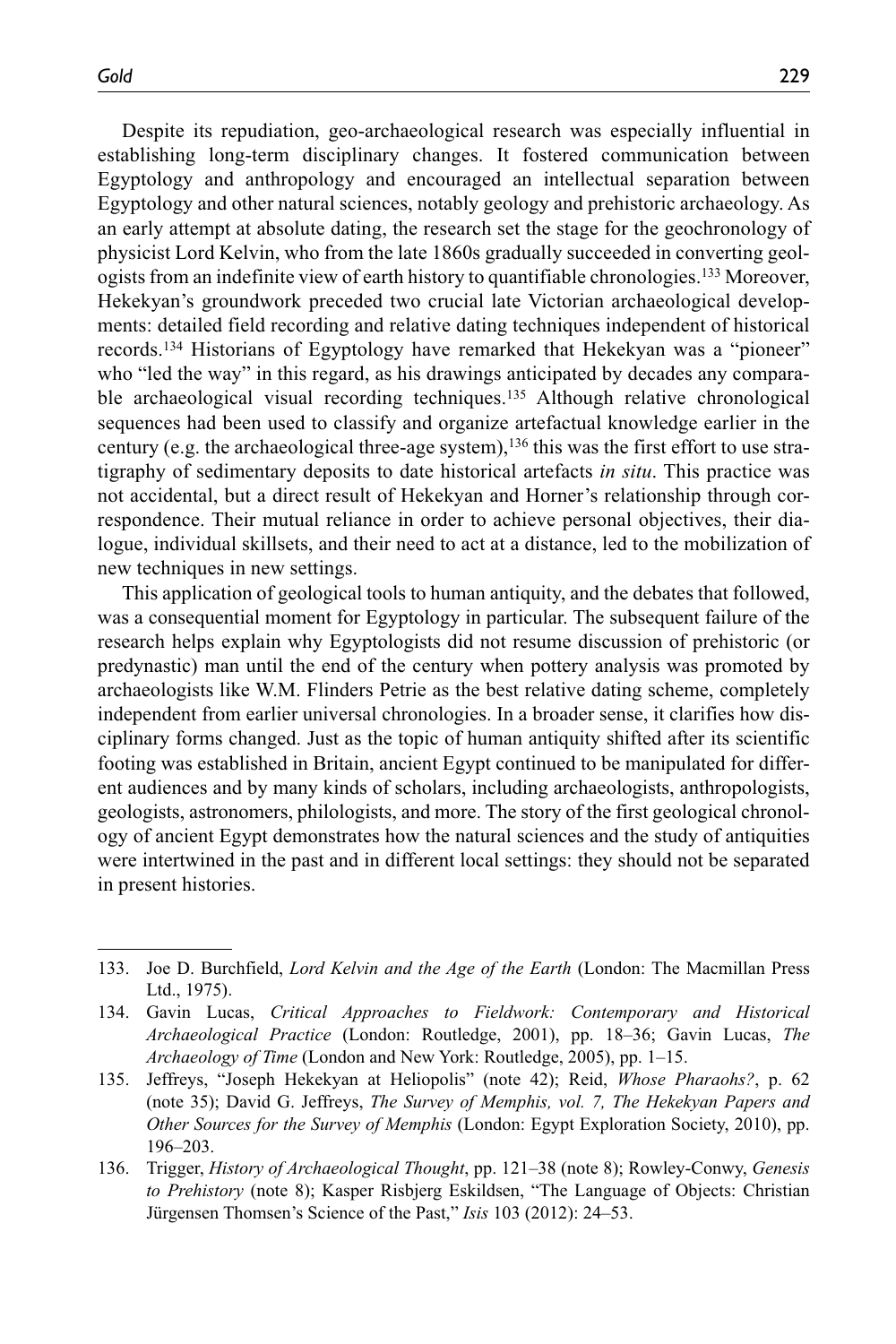Despite its repudiation, geo-archaeological research was especially influential in establishing long-term disciplinary changes. It fostered communication between Egyptology and anthropology and encouraged an intellectual separation between Egyptology and other natural sciences, notably geology and prehistoric archaeology. As an early attempt at absolute dating, the research set the stage for the geochronology of physicist Lord Kelvin, who from the late 1860s gradually succeeded in converting geologists from an indefinite view of earth history to quantifiable chronologies.[133] Moreover, Hekekyan's groundwork preceded two crucial late Victorian archaeological developments: detailed field recording and relative dating techniques independent of historical records.[134] Historians of Egyptology have remarked that Hekekyan was a "pioneer" who "led the way" in this regard, as his drawings anticipated by decades any comparable archaeological visual recording techniques.[135] Although relative chronological sequences had been used to classify and organize artefactual knowledge earlier in the century (e.g. the archaeological three-age system),[136] this was the first effort to use stratigraphy of sedimentary deposits to date historical artefacts *in situ*. This practice was not accidental, but a direct result of Hekekyan and Horner's relationship through correspondence. Their mutual reliance in order to achieve personal objectives, their dialogue, individual skillsets, and their need to act at a distance, led to the mobilization of new techniques in new settings.

This application of geological tools to human antiquity, and the debates that followed, was a consequential moment for Egyptology in particular. The subsequent failure of the research helps explain why Egyptologists did not resume discussion of prehistoric (or predynastic) man until the end of the century when pottery analysis was promoted by archaeologists like W.M. Flinders Petrie as the best relative dating scheme, completely independent from earlier universal chronologies. In a broader sense, it clarifies how disciplinary forms changed. Just as the topic of human antiquity shifted after its scientific footing was established in Britain, ancient Egypt continued to be manipulated for different audiences and by many kinds of scholars, including archaeologists, anthropologists, geologists, astronomers, philologists, and more. The story of the first geological chronology of ancient Egypt demonstrates how the natural sciences and the study of antiquities were intertwined in the past and in different local settings: they should not be separated in present histories.

133. Joe D. Burchfield, *Lord Kelvin and the Age of the Earth* (London: The Macmillan Press Ltd., 1975).

134. Gavin Lucas, *Critical Approaches to Fieldwork: Contemporary and Historical Archaeological Practice* (London: Routledge, 2001), pp. 18–36; Gavin Lucas, *The Archaeology of Time* (London and New York: Routledge, 2005), pp. 1–15.

135. Jeffreys, "Joseph Hekekyan at Heliopolis" (note 42); Reid, *Whose Pharaohs?*, p. 62 (note 35); David G. Jeffreys, *The Survey of Memphis, vol. 7, The Hekekyan Papers and Other Sources for the Survey of Memphis* (London: Egypt Exploration Society, 2010), pp. 196–203.

136. Trigger, *History of Archaeological Thought*, pp. 121–38 (note 8); Rowley-Conwy, *Genesis to Prehistory* (note 8); Kasper Risbjerg Eskildsen, "The Language of Objects: Christian Jürgensen Thomsen's Science of the Past," *Isis* 103 (2012): 24–53.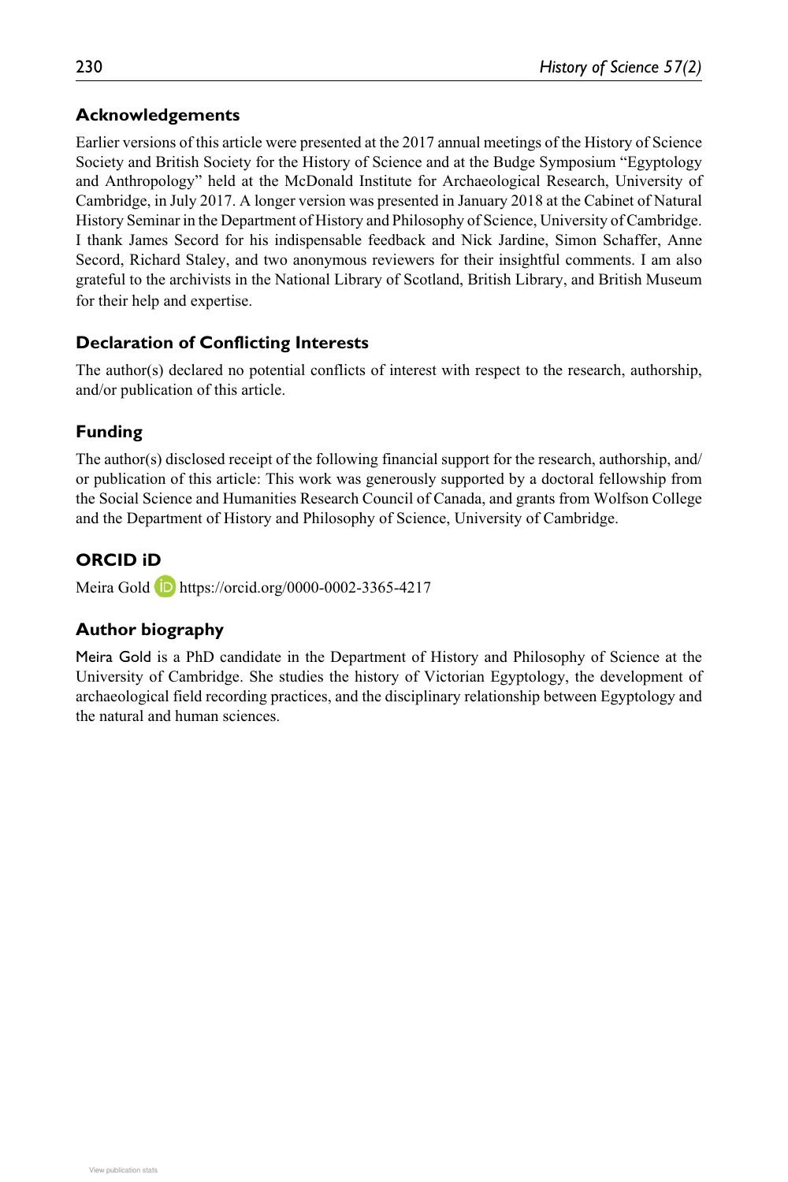## Acknowledgements

Earlier versions of this article were presented at the 2017 annual meetings of the History of Science Society and British Society for the History of Science and at the Budge Symposium "Egyptology and Anthropology" held at the McDonald Institute for Archaeological Research, University of Cambridge, in July 2017. A longer version was presented in January 2018 at the Cabinet of Natural History Seminar in the Department of History and Philosophy of Science, University of Cambridge. I thank James Secord for his indispensable feedback and Nick Jardine, Simon Schaffer, Anne Secord, Richard Staley, and two anonymous reviewers for their insightful comments. I am also grateful to the archivists in the National Library of Scotland, British Library, and British Museum for their help and expertise.

## Declaration of Conflicting Interests

The author(s) declared no potential conflicts of interest with respect to the research, authorship, and/or publication of this article.

## Funding

The author(s) disclosed receipt of the following financial support for the research, authorship, and/or publication of this article: This work was generously supported by a doctoral fellowship from the Social Science and Humanities Research Council of Canada, and grants from Wolfson College and the Department of History and Philosophy of Science, University of Cambridge.

## ORCID iD

Meira Gold https://orcid.org/0000-0002-3365-4217

## Author biography

Meira Gold is a PhD candidate in the Department of History and Philosophy of Science at the University of Cambridge. She studies the history of Victorian Egyptology, the development of archaeological field recording practices, and the disciplinary relationship between Egyptology and the natural and human sciences.